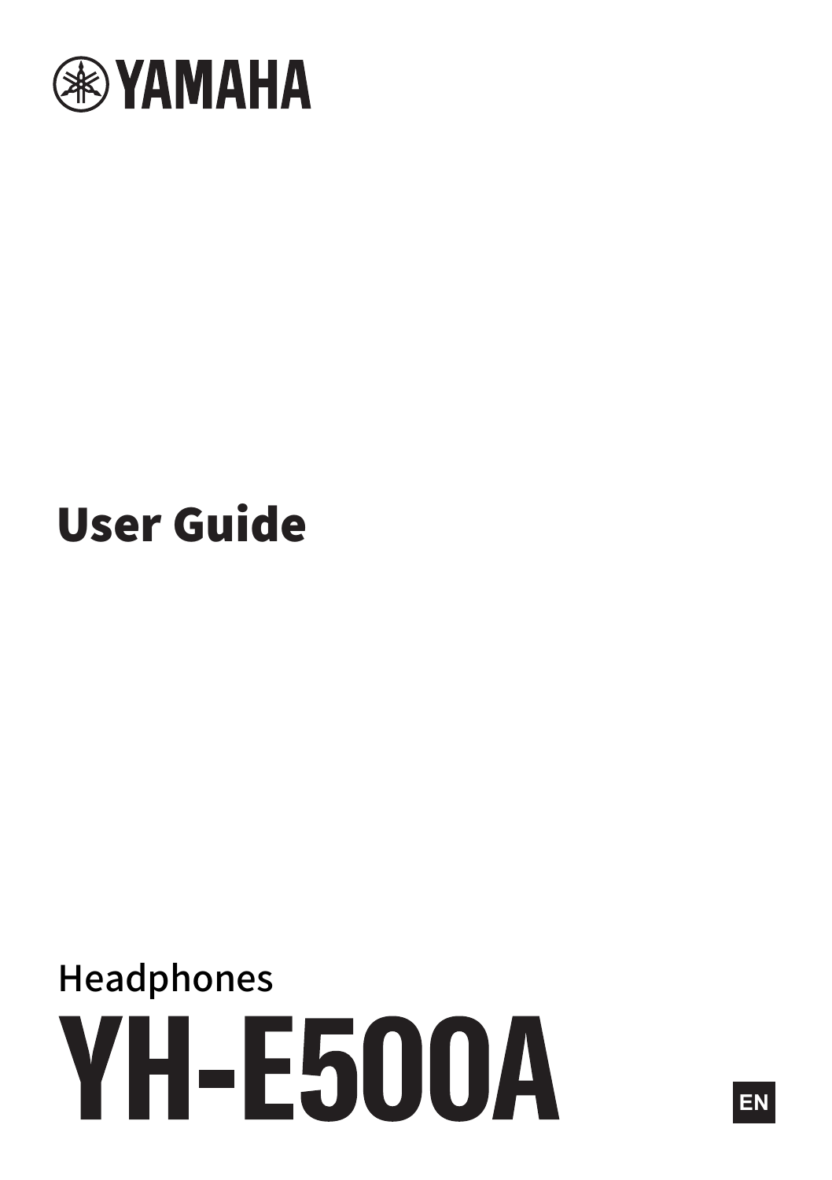YAMAHA

# User Guide

Headphones

# YH-E500A

EN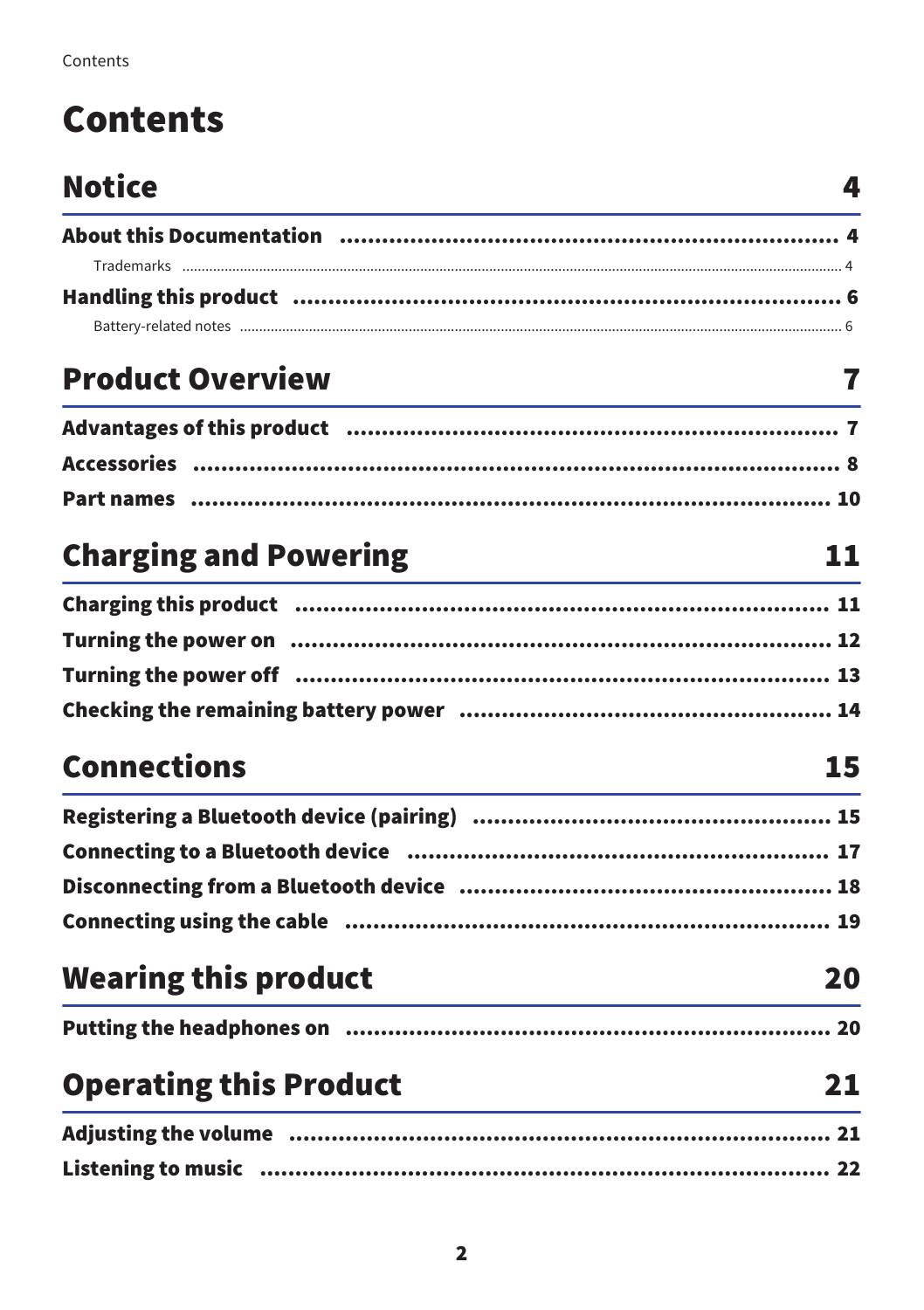# Contents

## Notice 4

**About this Documentation** ........................................ **4**

Trademarks ........................................ 4

**Handling this product** ........................................ **6**

Battery-related notes ........................................ 6

## Product Overview 7

**Advantages of this product** ........................................ **7**

**Accessories** ........................................ **8**

**Part names** ........................................ **10**

## Charging and Powering 11

**Charging this product** ........................................ **11**

**Turning the power on** ........................................ **12**

**Turning the power off** ........................................ **13**

**Checking the remaining battery power** ........................................ **14**

## Connections 15

**Registering a Bluetooth device (pairing)** ........................................ **15**

**Connecting to a Bluetooth device** ........................................ **17**

**Disconnecting from a Bluetooth device** ........................................ **18**

**Connecting using the cable** ........................................ **19**

## Wearing this product 20

**Putting the headphones on** ........................................ **20**

## Operating this Product 21

**Adjusting the volume** ........................................ **21**

**Listening to music** ........................................ **22**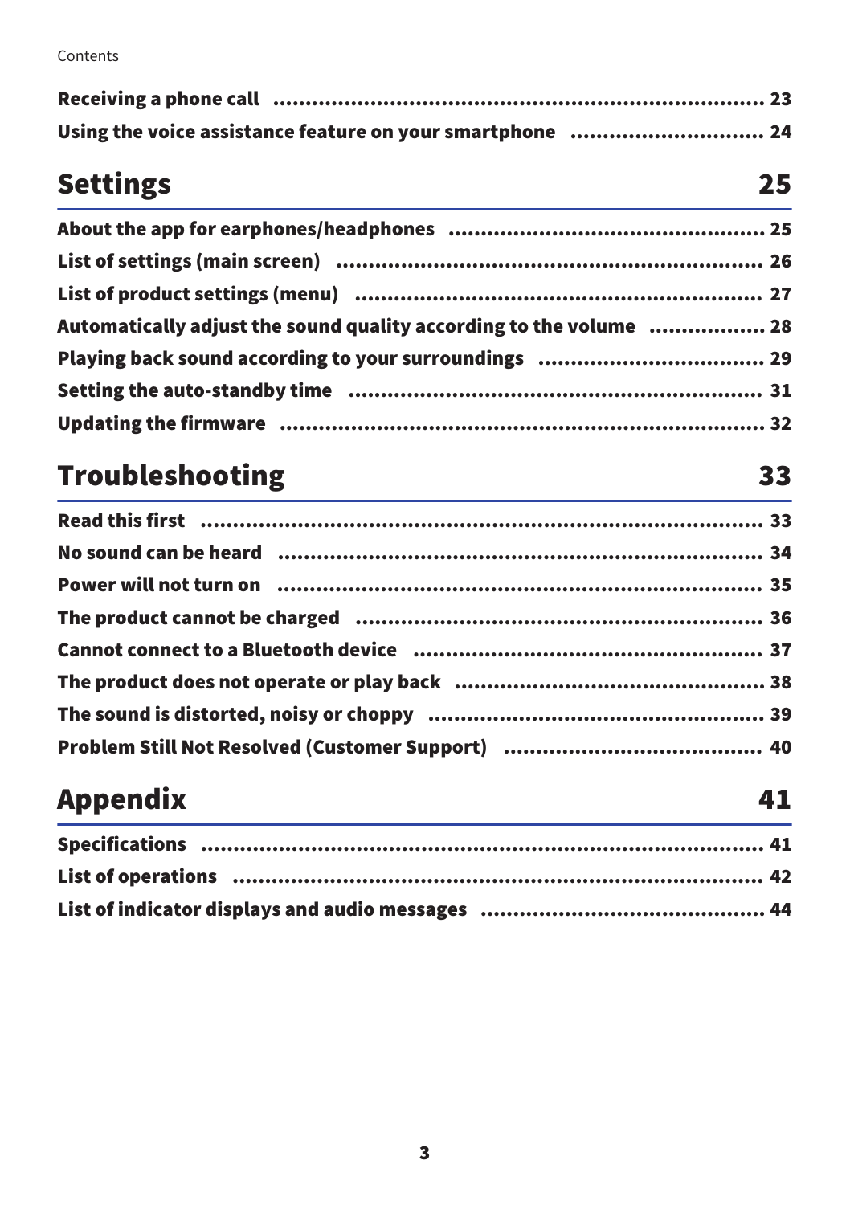**Receiving a phone call** ..... 23

**Using the voice assistance feature on your smartphone** ..... 24

## Settings 25

**About the app for earphones/headphones** ..... 25

**List of settings (main screen)** ..... 26

**List of product settings (menu)** ..... 27

**Automatically adjust the sound quality according to the volume** ..... 28

**Playing back sound according to your surroundings** ..... 29

**Setting the auto-standby time** ..... 31

**Updating the firmware** ..... 32

## Troubleshooting 33

**Read this first** ..... 33

**No sound can be heard** ..... 34

**Power will not turn on** ..... 35

**The product cannot be charged** ..... 36

**Cannot connect to a Bluetooth device** ..... 37

**The product does not operate or play back** ..... 38

**The sound is distorted, noisy or choppy** ..... 39

**Problem Still Not Resolved (Customer Support)** ..... 40

## Appendix 41

**Specifications** ..... 41

**List of operations** ..... 42

**List of indicator displays and audio messages** ..... 44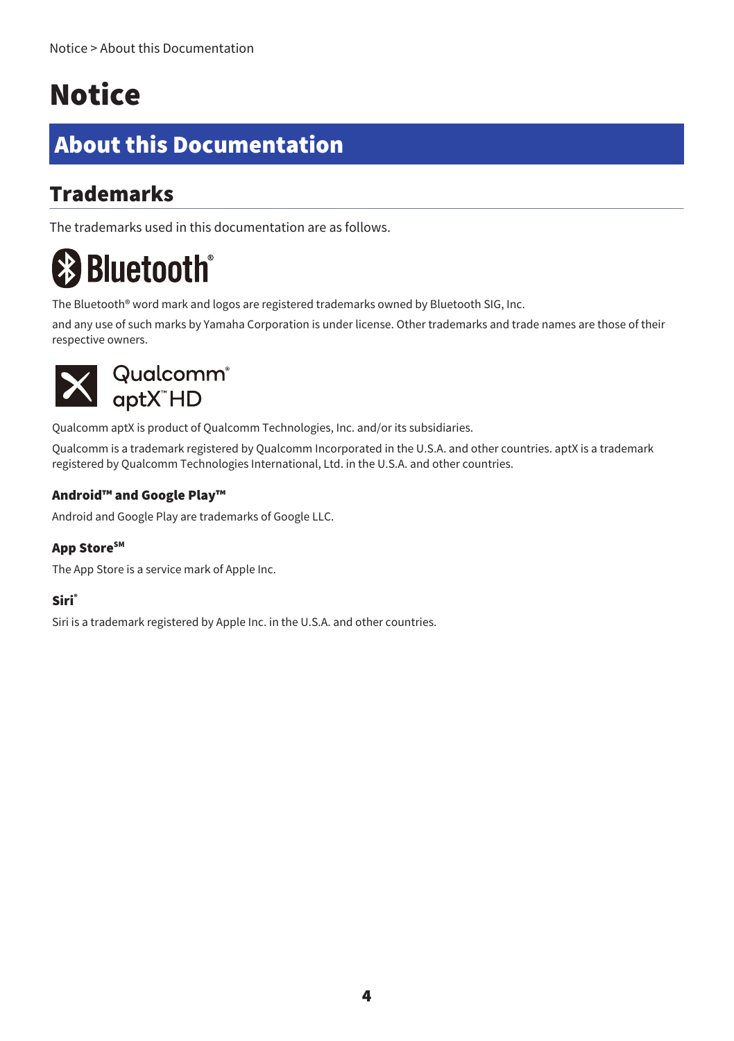# Notice

## About this Documentation

### Trademarks

The trademarks used in this documentation are as follows.

Bluetooth®

The Bluetooth® word mark and logos are registered trademarks owned by Bluetooth SIG, Inc.

and any use of such marks by Yamaha Corporation is under license. Other trademarks and trade names are those of their respective owners.

Qualcomm® aptX™ HD

Qualcomm aptX is product of Qualcomm Technologies, Inc. and/or its subsidiaries.

Qualcomm is a trademark registered by Qualcomm Incorporated in the U.S.A. and other countries. aptX is a trademark registered by Qualcomm Technologies International, Ltd. in the U.S.A. and other countries.

#### Android™ and Google Play™

Android and Google Play are trademarks of Google LLC.

#### App Store℠

The App Store is a service mark of Apple Inc.

#### Siri®

Siri is a trademark registered by Apple Inc. in the U.S.A. and other countries.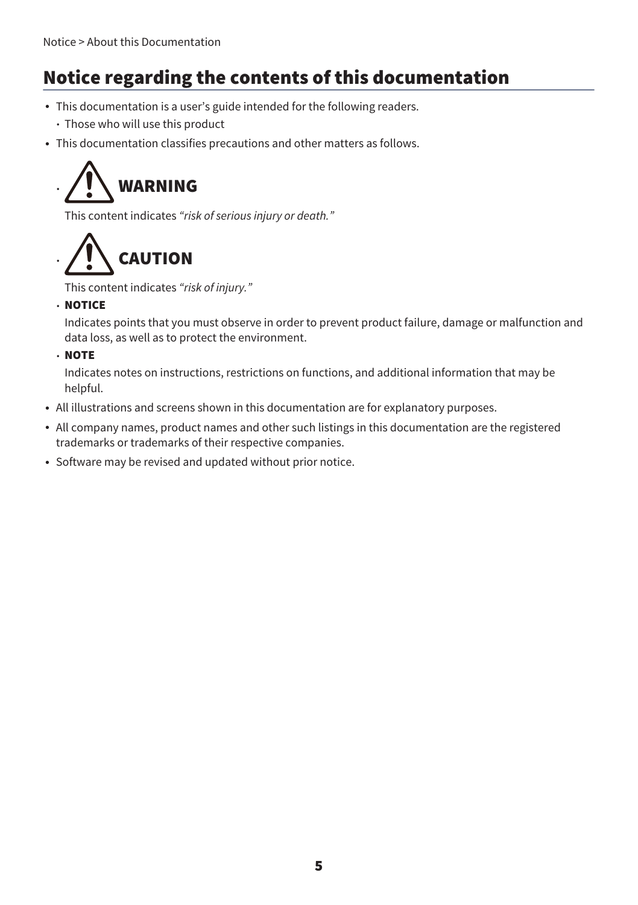# Notice regarding the contents of this documentation

- This documentation is a user's guide intended for the following readers.
  - Those who will use this product
- This documentation classifies precautions and other matters as follows.
  - ⚠ **WARNING**

    This content indicates *"risk of serious injury or death."*
  - ⚠ **CAUTION**

    This content indicates *"risk of injury."*
  - **NOTICE**

    Indicates points that you must observe in order to prevent product failure, damage or malfunction and data loss, as well as to protect the environment.
  - **NOTE**

    Indicates notes on instructions, restrictions on functions, and additional information that may be helpful.
- All illustrations and screens shown in this documentation are for explanatory purposes.
- All company names, product names and other such listings in this documentation are the registered trademarks or trademarks of their respective companies.
- Software may be revised and updated without prior notice.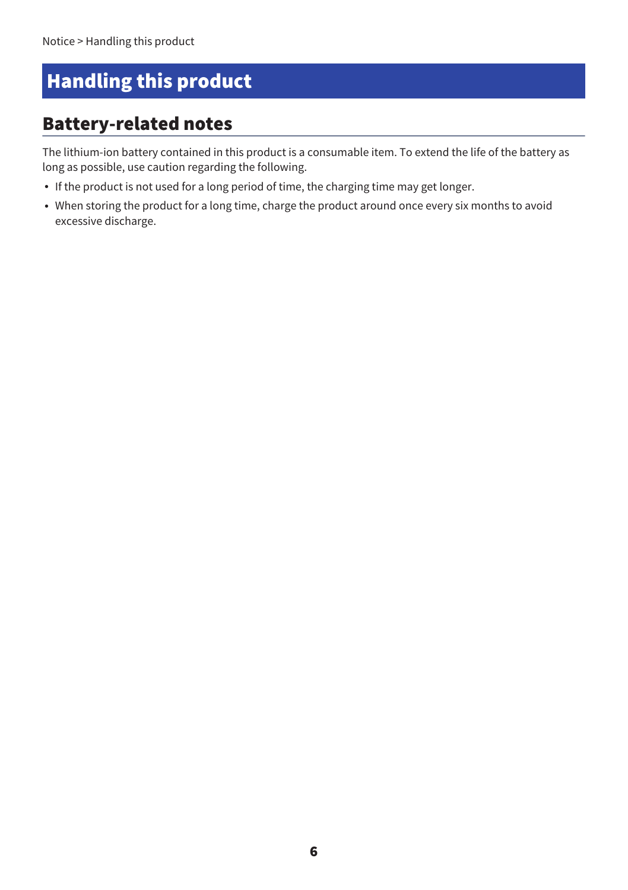# Handling this product

## Battery-related notes

The lithium-ion battery contained in this product is a consumable item. To extend the life of the battery as long as possible, use caution regarding the following.

- If the product is not used for a long period of time, the charging time may get longer.
- When storing the product for a long time, charge the product around once every six months to avoid excessive discharge.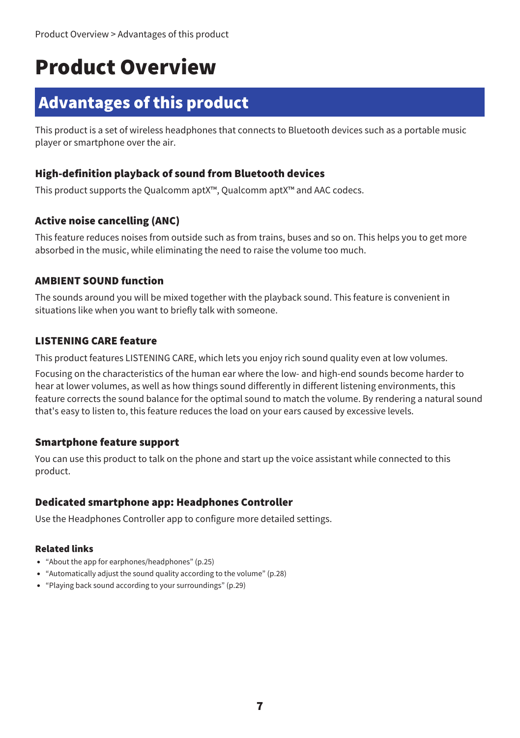Product Overview > Advantages of this product

# Product Overview

## Advantages of this product

This product is a set of wireless headphones that connects to Bluetooth devices such as a portable music player or smartphone over the air.

### High-definition playback of sound from Bluetooth devices

This product supports the Qualcomm aptX™, Qualcomm aptX™ and AAC codecs.

### Active noise cancelling (ANC)

This feature reduces noises from outside such as from trains, buses and so on. This helps you to get more absorbed in the music, while eliminating the need to raise the volume too much.

### AMBIENT SOUND function

The sounds around you will be mixed together with the playback sound. This feature is convenient in situations like when you want to briefly talk with someone.

### LISTENING CARE feature

This product features LISTENING CARE, which lets you enjoy rich sound quality even at low volumes.

Focusing on the characteristics of the human ear where the low- and high-end sounds become harder to hear at lower volumes, as well as how things sound differently in different listening environments, this feature corrects the sound balance for the optimal sound to match the volume. By rendering a natural sound that's easy to listen to, this feature reduces the load on your ears caused by excessive levels.

### Smartphone feature support

You can use this product to talk on the phone and start up the voice assistant while connected to this product.

### Dedicated smartphone app: Headphones Controller

Use the Headphones Controller app to configure more detailed settings.

#### Related links

- "About the app for earphones/headphones" (p.25)
- "Automatically adjust the sound quality according to the volume" (p.28)
- "Playing back sound according to your surroundings" (p.29)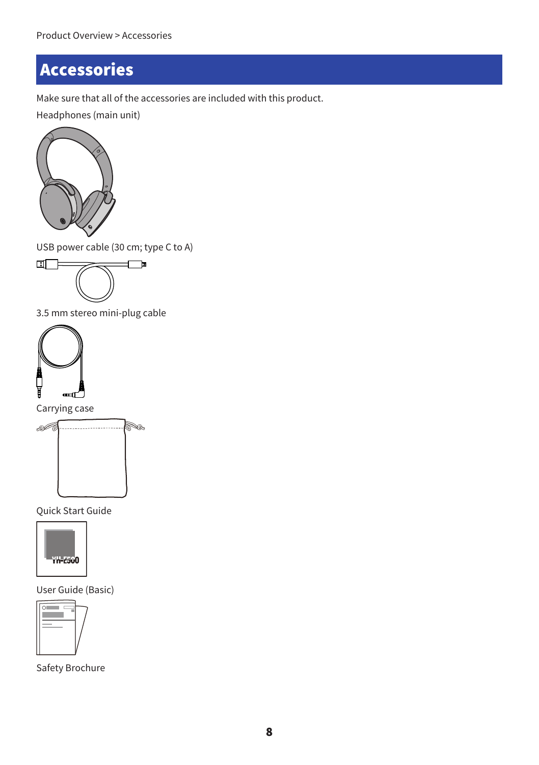# Accessories

Make sure that all of the accessories are included with this product.

Headphones (main unit)

USB power cable (30 cm; type C to A)

3.5 mm stereo mini-plug cable

Carrying case

Quick Start Guide

User Guide (Basic)

Safety Brochure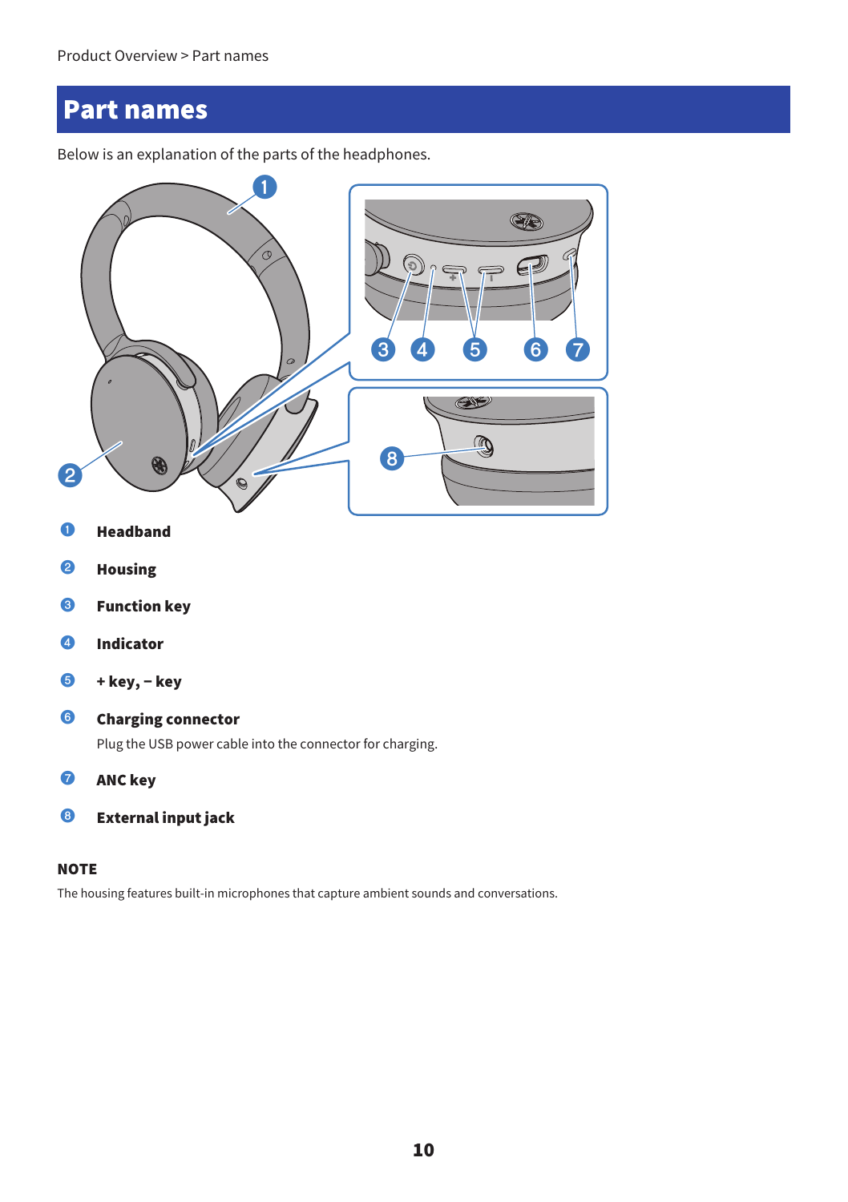# Part names

Below is an explanation of the parts of the headphones.

1. **Headband**
2. **Housing**
3. **Function key**
4. **Indicator**
5. **+ key, – key**
6. **Charging connector**
   Plug the USB power cable into the connector for charging.
7. **ANC key**
8. **External input jack**

**NOTE**

The housing features built-in microphones that capture ambient sounds and conversations.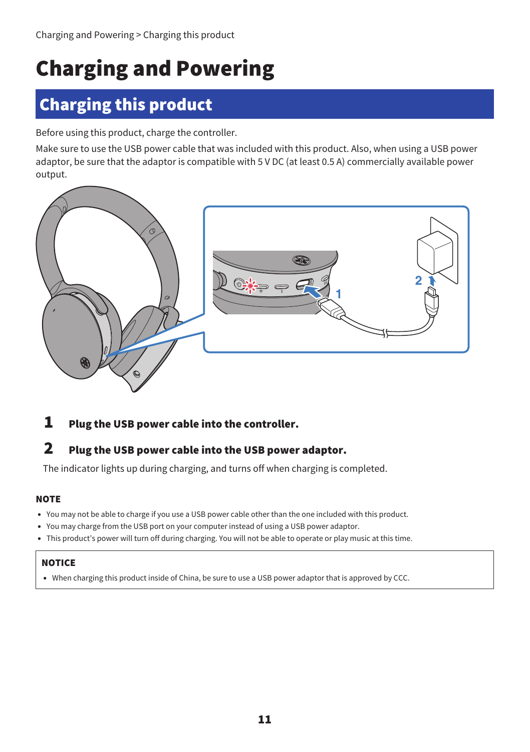# Charging and Powering

## Charging this product

Before using this product, charge the controller.

Make sure to use the USB power cable that was included with this product. Also, when using a USB power adaptor, be sure that the adaptor is compatible with 5 V DC (at least 0.5 A) commercially available power output.

**1** **Plug the USB power cable into the controller.**

**2** **Plug the USB power cable into the USB power adaptor.**

The indicator lights up during charging, and turns off when charging is completed.

#### NOTE

- You may not be able to charge if you use a USB power cable other than the one included with this product.
- You may charge from the USB port on your computer instead of using a USB power adaptor.
- This product's power will turn off during charging. You will not be able to operate or play music at this time.

#### NOTICE

- When charging this product inside of China, be sure to use a USB power adaptor that is approved by CCC.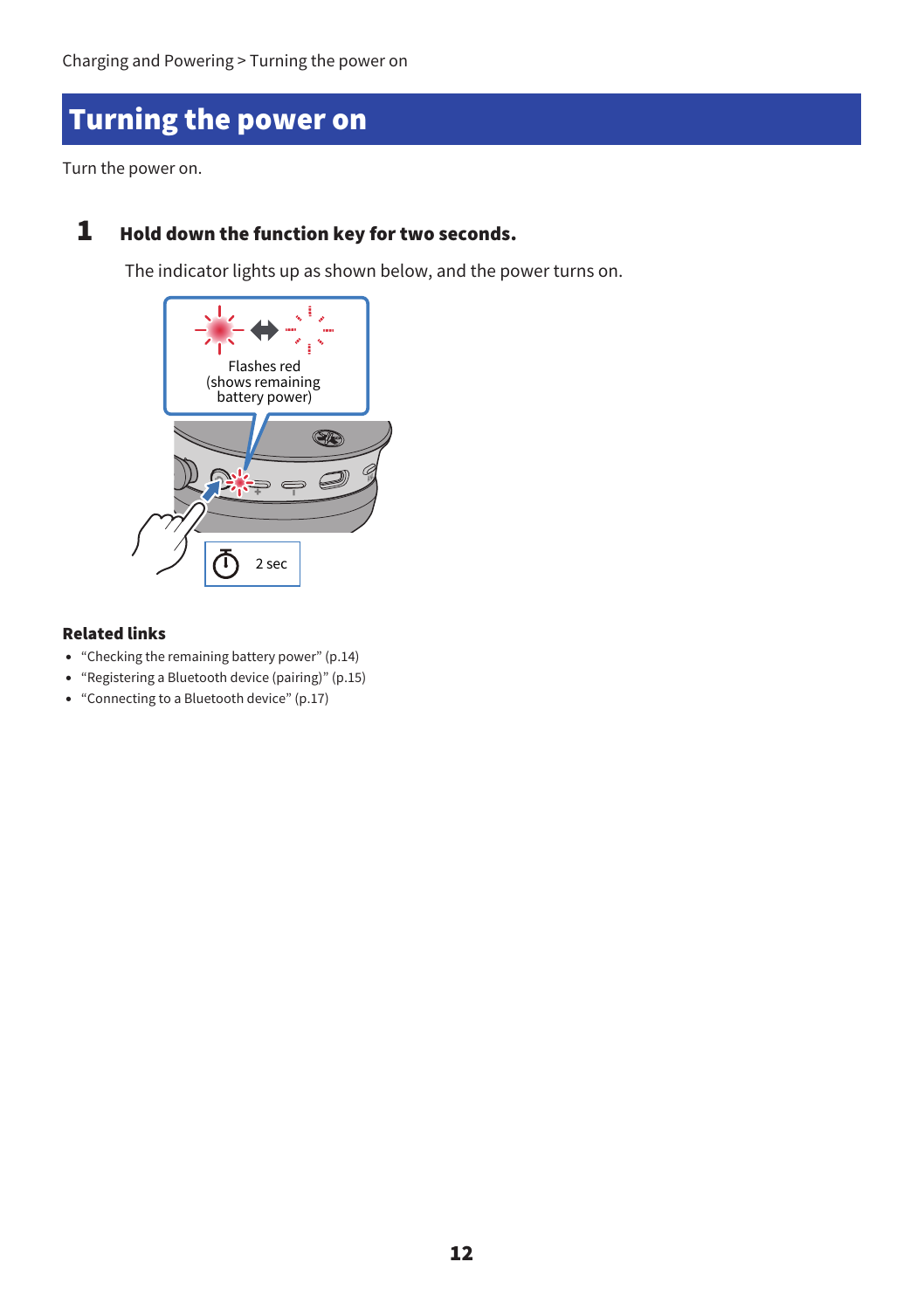# Turning the power on

Turn the power on.

## 1 Hold down the function key for two seconds.

The indicator lights up as shown below, and the power turns on.

Flashes red
(shows remaining battery power)

2 sec

**Related links**

- “Checking the remaining battery power” (p.14)
- “Registering a Bluetooth device (pairing)” (p.15)
- “Connecting to a Bluetooth device” (p.17)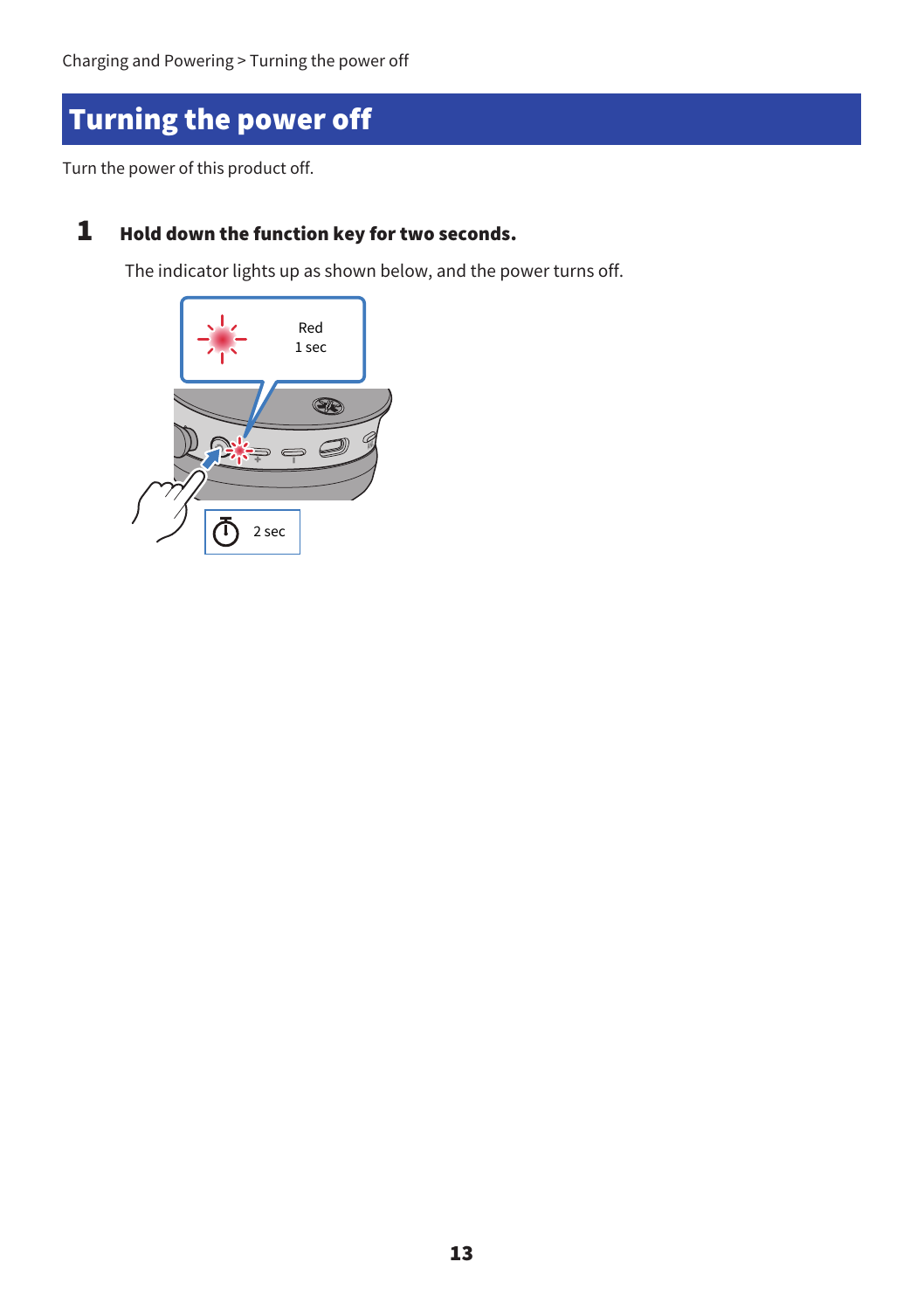# Turning the power off

Turn the power of this product off.

**1** **Hold down the function key for two seconds.**

The indicator lights up as shown below, and the power turns off.

Red
1 sec

2 sec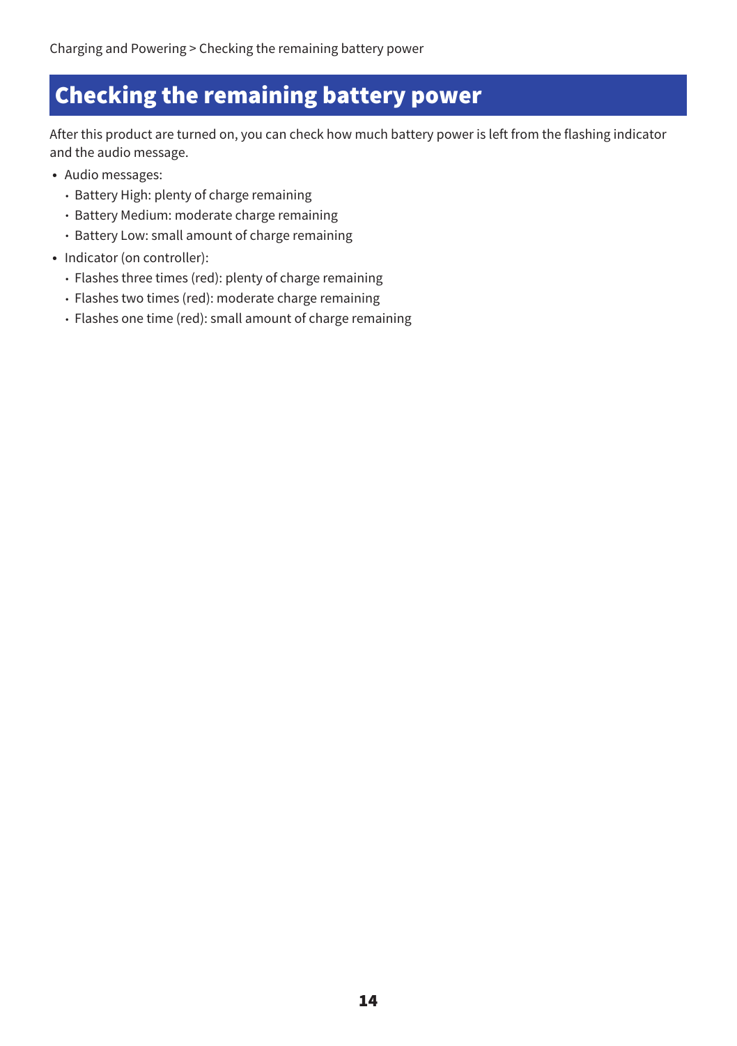# Checking the remaining battery power

After this product are turned on, you can check how much battery power is left from the flashing indicator and the audio message.

- Audio messages:
  - Battery High: plenty of charge remaining
  - Battery Medium: moderate charge remaining
  - Battery Low: small amount of charge remaining
- Indicator (on controller):
  - Flashes three times (red): plenty of charge remaining
  - Flashes two times (red): moderate charge remaining
  - Flashes one time (red): small amount of charge remaining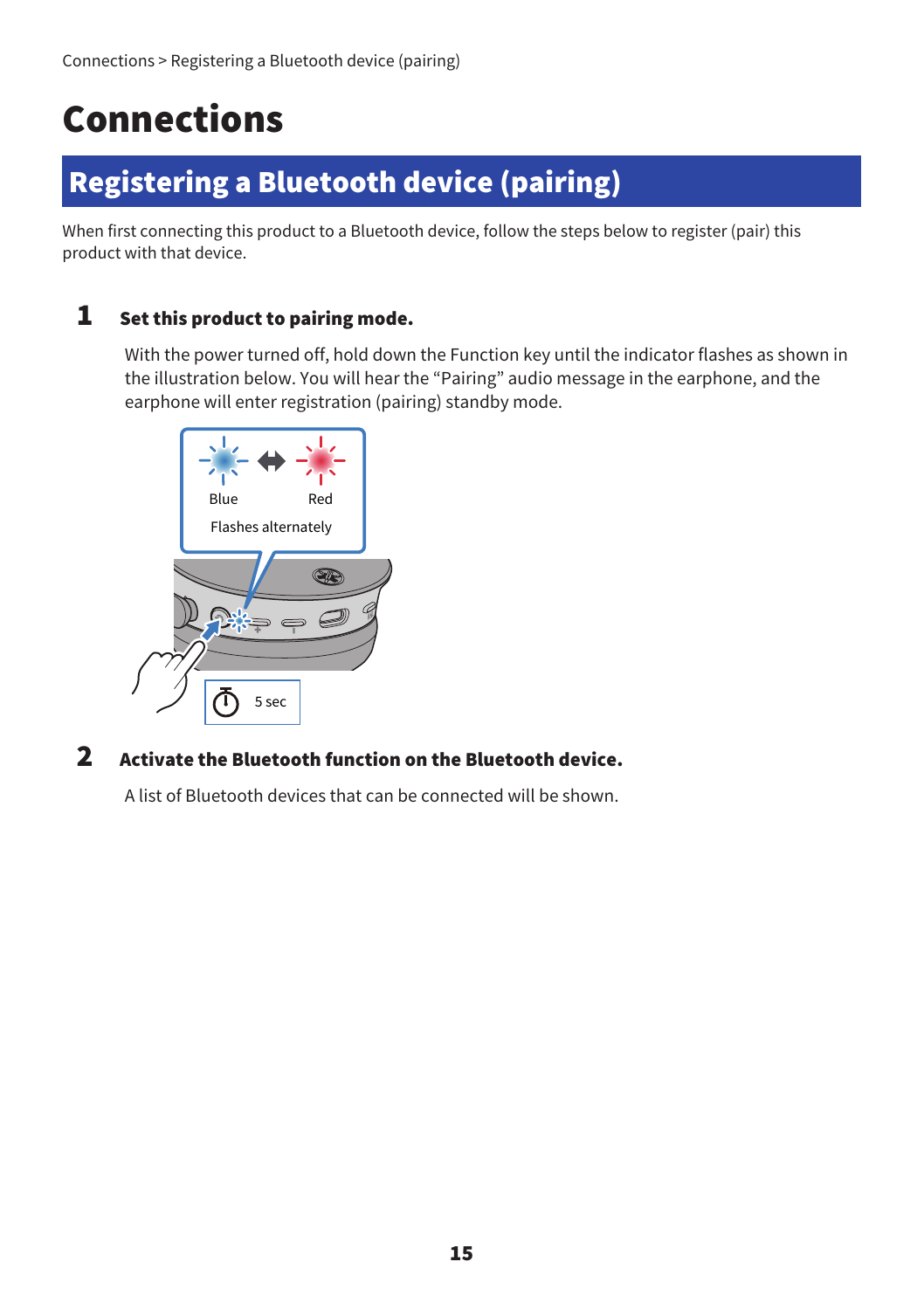# Connections

## Registering a Bluetooth device (pairing)

When first connecting this product to a Bluetooth device, follow the steps below to register (pair) this product with that device.

**1 Set this product to pairing mode.**

With the power turned off, hold down the Function key until the indicator flashes as shown in the illustration below. You will hear the “Pairing” audio message in the earphone, and the earphone will enter registration (pairing) standby mode.

Blue Red
Flashes alternately

5 sec

**2 Activate the Bluetooth function on the Bluetooth device.**

A list of Bluetooth devices that can be connected will be shown.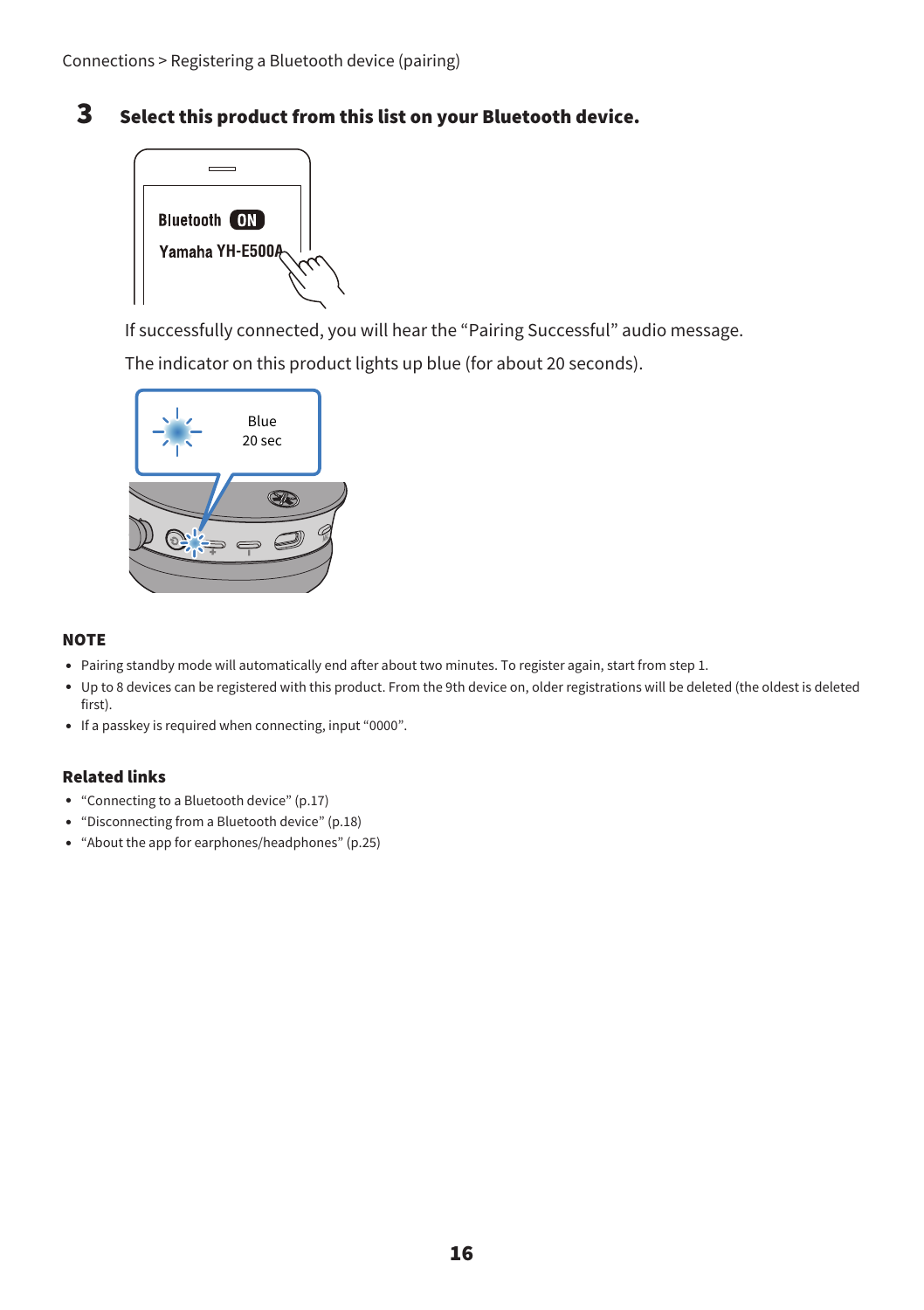Connections > Registering a Bluetooth device (pairing)

**3 Select this product from this list on your Bluetooth device.**

If successfully connected, you will hear the "Pairing Successful" audio message.

The indicator on this product lights up blue (for about 20 seconds).

### NOTE

- Pairing standby mode will automatically end after about two minutes. To register again, start from step 1.
- Up to 8 devices can be registered with this product. From the 9th device on, older registrations will be deleted (the oldest is deleted first).
- If a passkey is required when connecting, input "0000".

### Related links

- "Connecting to a Bluetooth device" (p.17)
- "Disconnecting from a Bluetooth device" (p.18)
- "About the app for earphones/headphones" (p.25)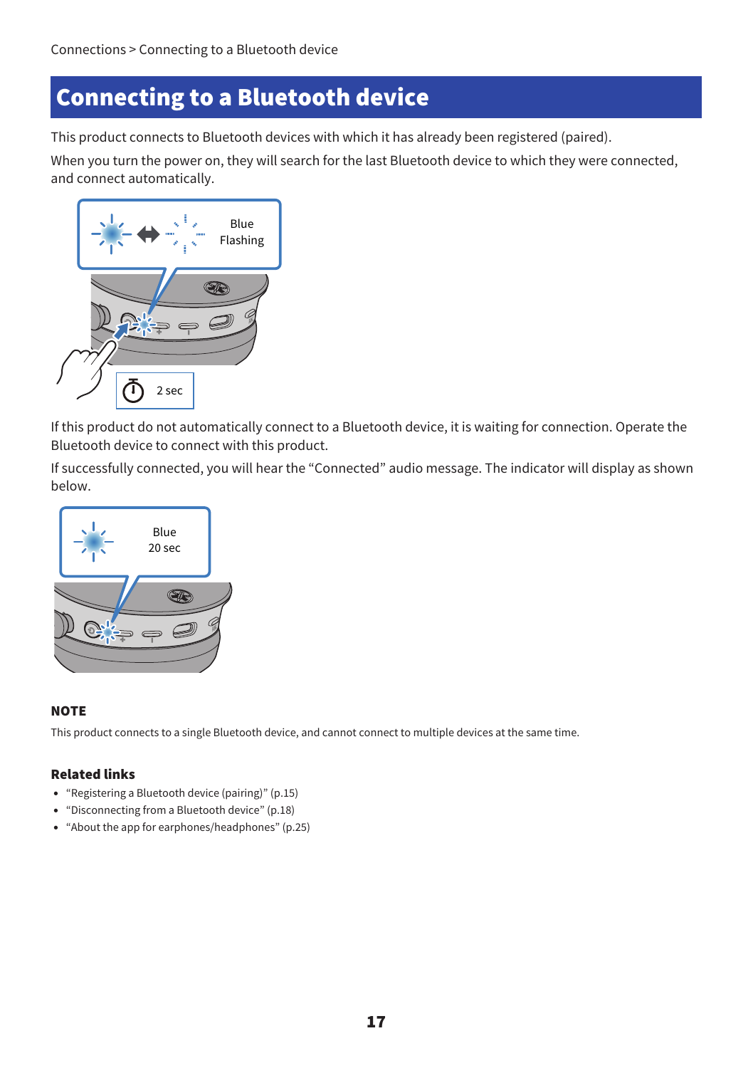# Connecting to a Bluetooth device

This product connects to Bluetooth devices with which it has already been registered (paired).

When you turn the power on, they will search for the last Bluetooth device to which they were connected, and connect automatically.

Blue Flashing

2 sec

If this product do not automatically connect to a Bluetooth device, it is waiting for connection. Operate the Bluetooth device to connect with this product.

If successfully connected, you will hear the “Connected” audio message. The indicator will display as shown below.

Blue 20 sec

### NOTE

This product connects to a single Bluetooth device, and cannot connect to multiple devices at the same time.

### Related links

- “Registering a Bluetooth device (pairing)” (p.15)
- “Disconnecting from a Bluetooth device” (p.18)
- “About the app for earphones/headphones” (p.25)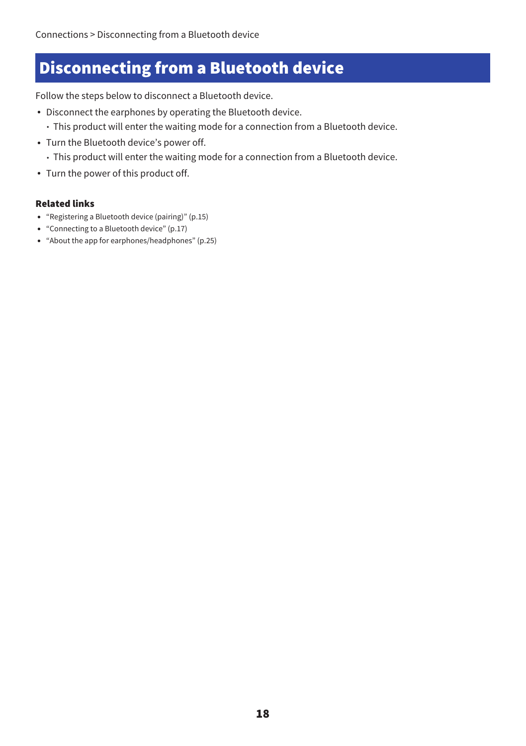# Disconnecting from a Bluetooth device

Follow the steps below to disconnect a Bluetooth device.

- Disconnect the earphones by operating the Bluetooth device.
  - This product will enter the waiting mode for a connection from a Bluetooth device.
- Turn the Bluetooth device's power off.
  - This product will enter the waiting mode for a connection from a Bluetooth device.
- Turn the power of this product off.

**Related links**

- "Registering a Bluetooth device (pairing)" (p.15)
- "Connecting to a Bluetooth device" (p.17)
- "About the app for earphones/headphones" (p.25)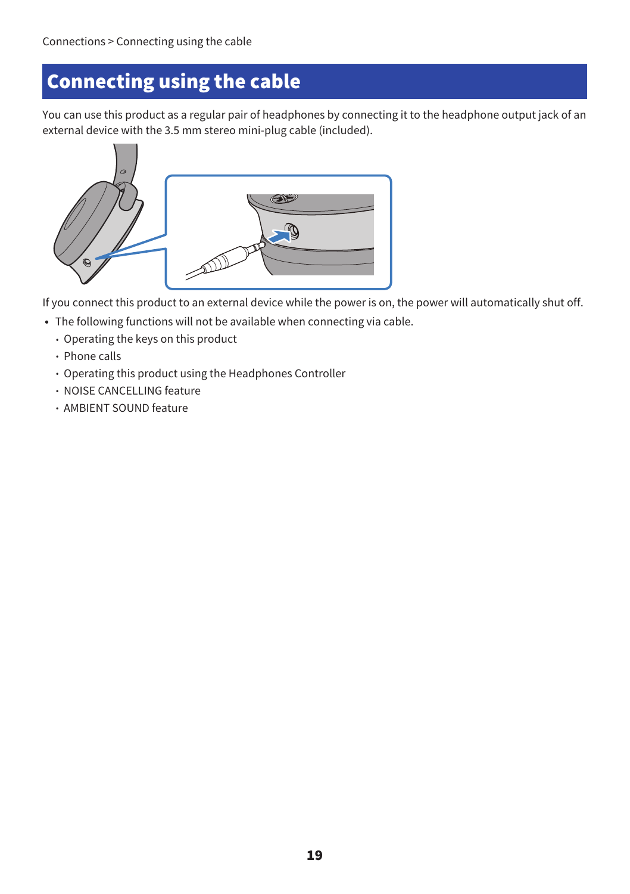# Connecting using the cable

You can use this product as a regular pair of headphones by connecting it to the headphone output jack of an external device with the 3.5 mm stereo mini-plug cable (included).

If you connect this product to an external device while the power is on, the power will automatically shut off.

- The following functions will not be available when connecting via cable.
  - Operating the keys on this product
  - Phone calls
  - Operating this product using the Headphones Controller
  - NOISE CANCELLING feature
  - AMBIENT SOUND feature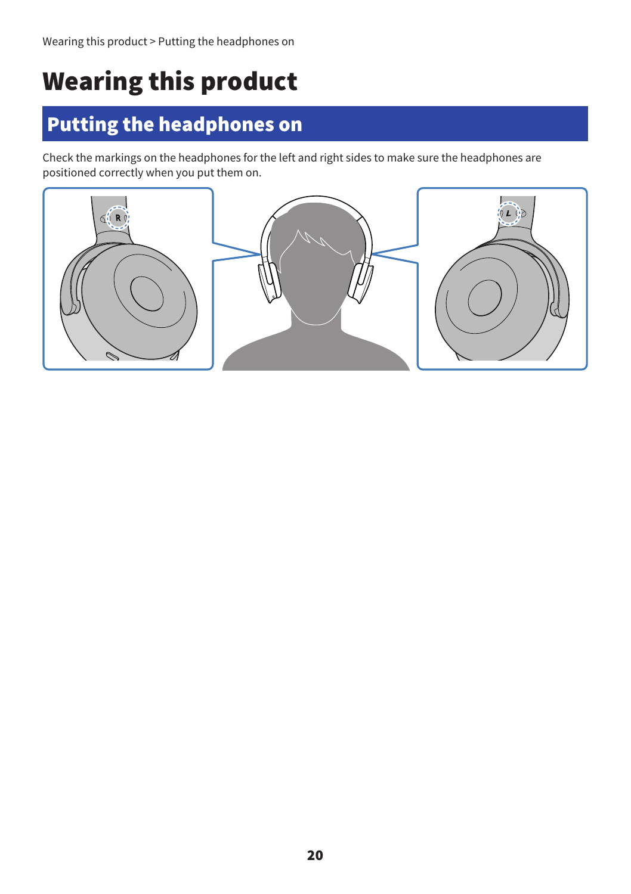# Wearing this product

## Putting the headphones on

Check the markings on the headphones for the left and right sides to make sure the headphones are positioned correctly when you put them on.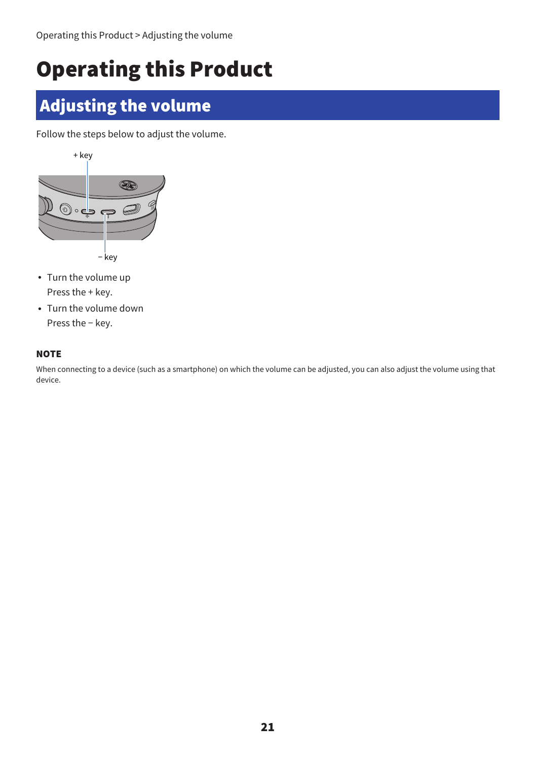Operating this Product > Adjusting the volume

# Operating this Product

## Adjusting the volume

Follow the steps below to adjust the volume.

+ key

− key

- Turn the volume up
  Press the + key.
- Turn the volume down
  Press the − key.

**NOTE**

When connecting to a device (such as a smartphone) on which the volume can be adjusted, you can also adjust the volume using that device.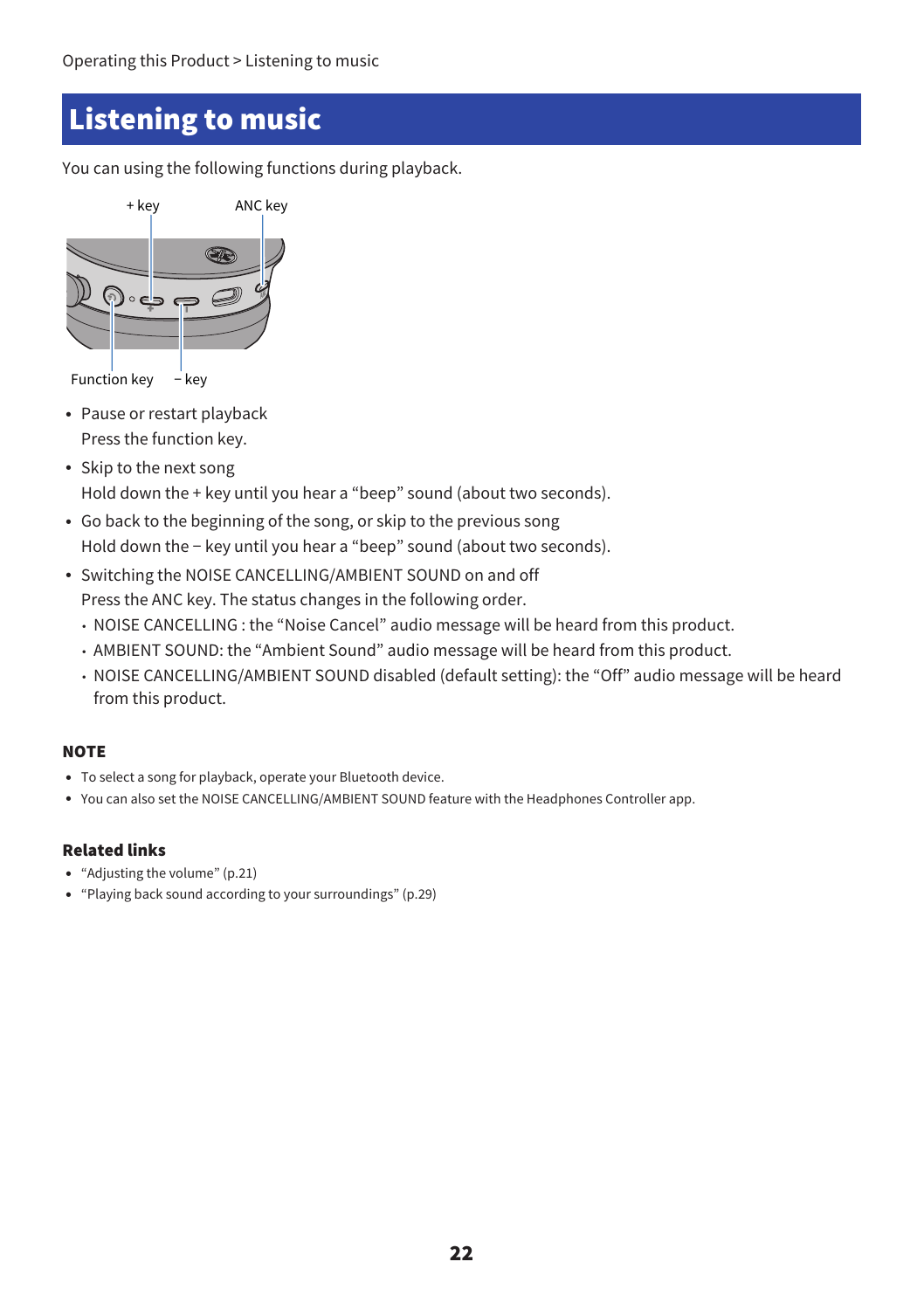# Listening to music

You can using the following functions during playback.

+ key ANC key

Function key − key

- Pause or restart playback
  Press the function key.
- Skip to the next song
  Hold down the + key until you hear a “beep” sound (about two seconds).
- Go back to the beginning of the song, or skip to the previous song
  Hold down the − key until you hear a “beep” sound (about two seconds).
- Switching the NOISE CANCELLING/AMBIENT SOUND on and off
  Press the ANC key. The status changes in the following order.
  - NOISE CANCELLING : the “Noise Cancel” audio message will be heard from this product.
  - AMBIENT SOUND: the “Ambient Sound” audio message will be heard from this product.
  - NOISE CANCELLING/AMBIENT SOUND disabled (default setting): the “Off” audio message will be heard from this product.

### NOTE

- To select a song for playback, operate your Bluetooth device.
- You can also set the NOISE CANCELLING/AMBIENT SOUND feature with the Headphones Controller app.

### Related links

- “Adjusting the volume” (p.21)
- “Playing back sound according to your surroundings” (p.29)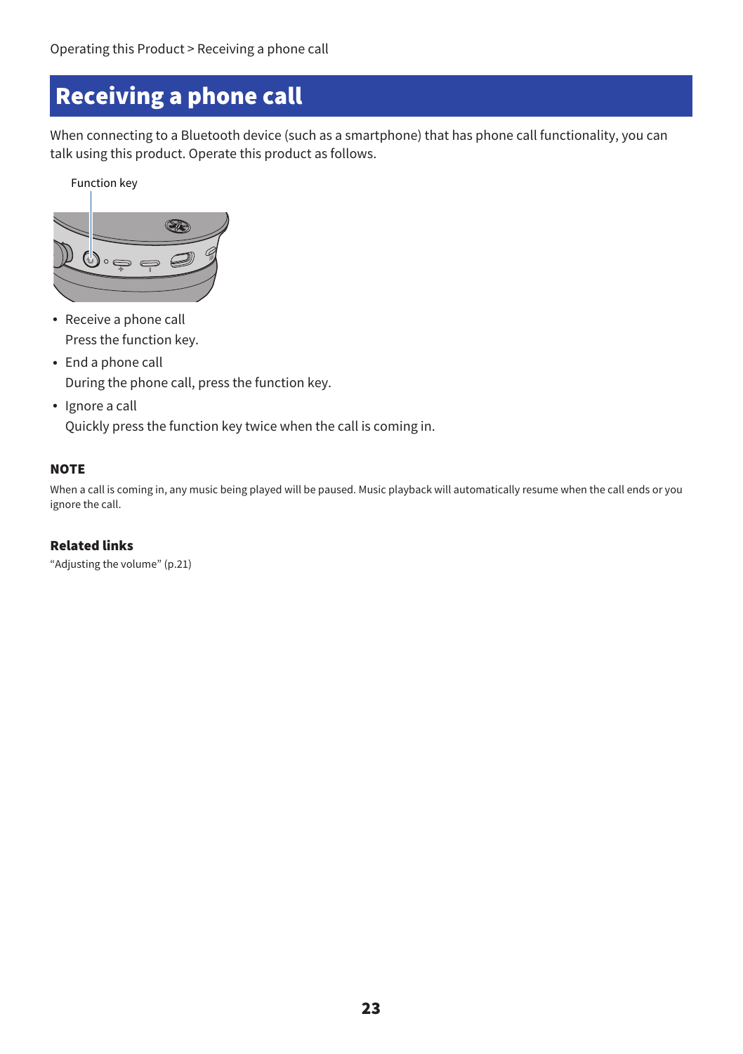# Receiving a phone call

When connecting to a Bluetooth device (such as a smartphone) that has phone call functionality, you can talk using this product. Operate this product as follows.

Function key

- Receive a phone call
  Press the function key.
- End a phone call
  During the phone call, press the function key.
- Ignore a call
  Quickly press the function key twice when the call is coming in.

**NOTE**

When a call is coming in, any music being played will be paused. Music playback will automatically resume when the call ends or you ignore the call.

**Related links**

“Adjusting the volume” (p.21)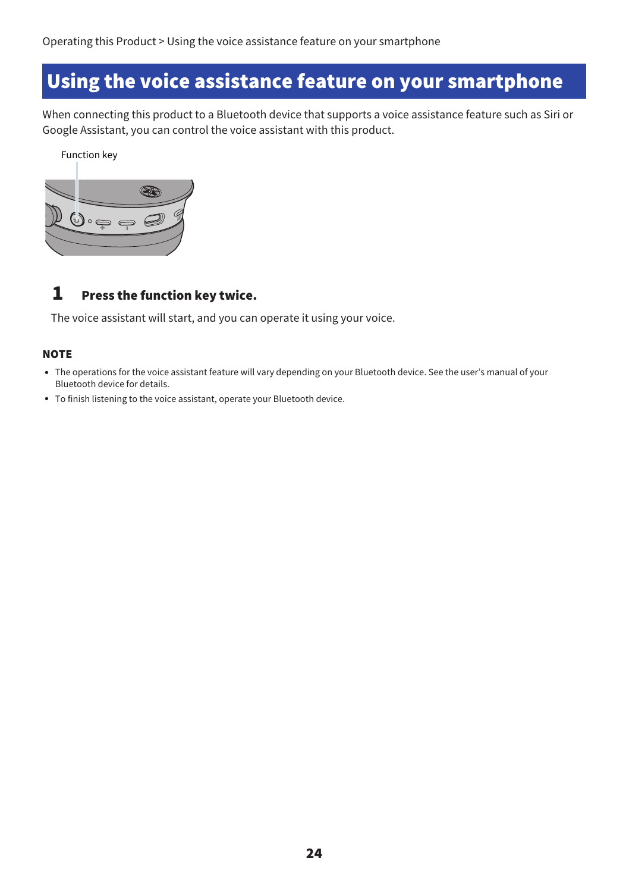# Using the voice assistance feature on your smartphone

When connecting this product to a Bluetooth device that supports a voice assistance feature such as Siri or Google Assistant, you can control the voice assistant with this product.

Function key

## 1 Press the function key twice.

The voice assistant will start, and you can operate it using your voice.

**NOTE**

- The operations for the voice assistant feature will vary depending on your Bluetooth device. See the user's manual of your Bluetooth device for details.
- To finish listening to the voice assistant, operate your Bluetooth device.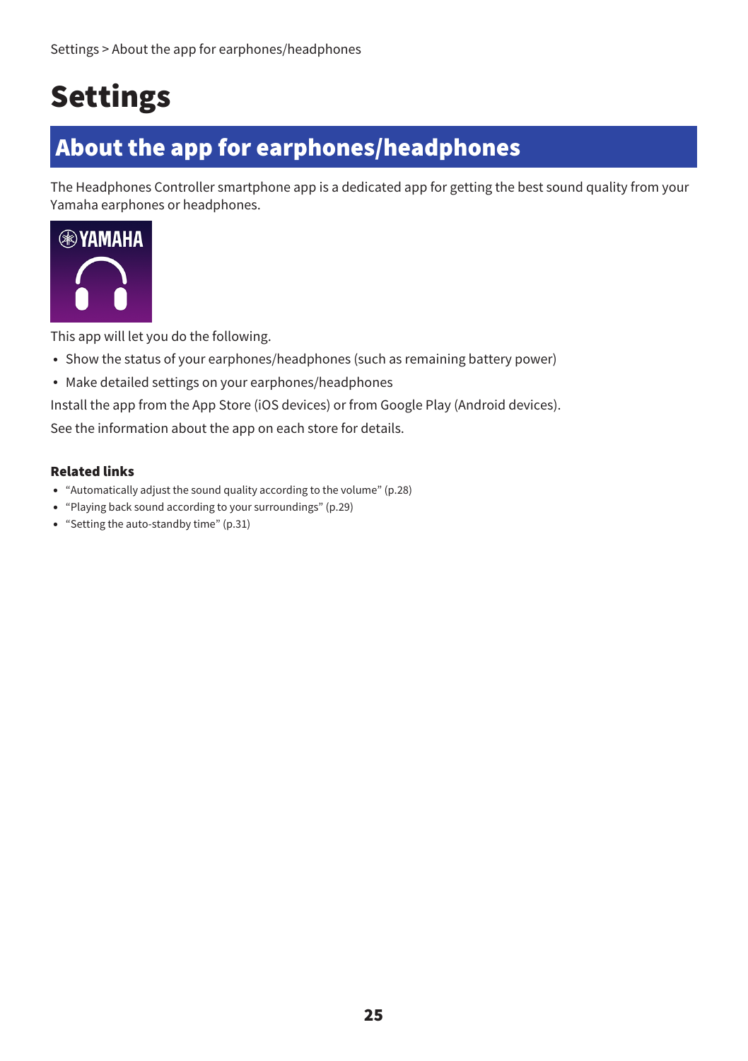# Settings

## About the app for earphones/headphones

The Headphones Controller smartphone app is a dedicated app for getting the best sound quality from your Yamaha earphones or headphones.

This app will let you do the following.

- Show the status of your earphones/headphones (such as remaining battery power)
- Make detailed settings on your earphones/headphones

Install the app from the App Store (iOS devices) or from Google Play (Android devices).

See the information about the app on each store for details.

**Related links**

- "Automatically adjust the sound quality according to the volume" (p.28)
- "Playing back sound according to your surroundings" (p.29)
- "Setting the auto-standby time" (p.31)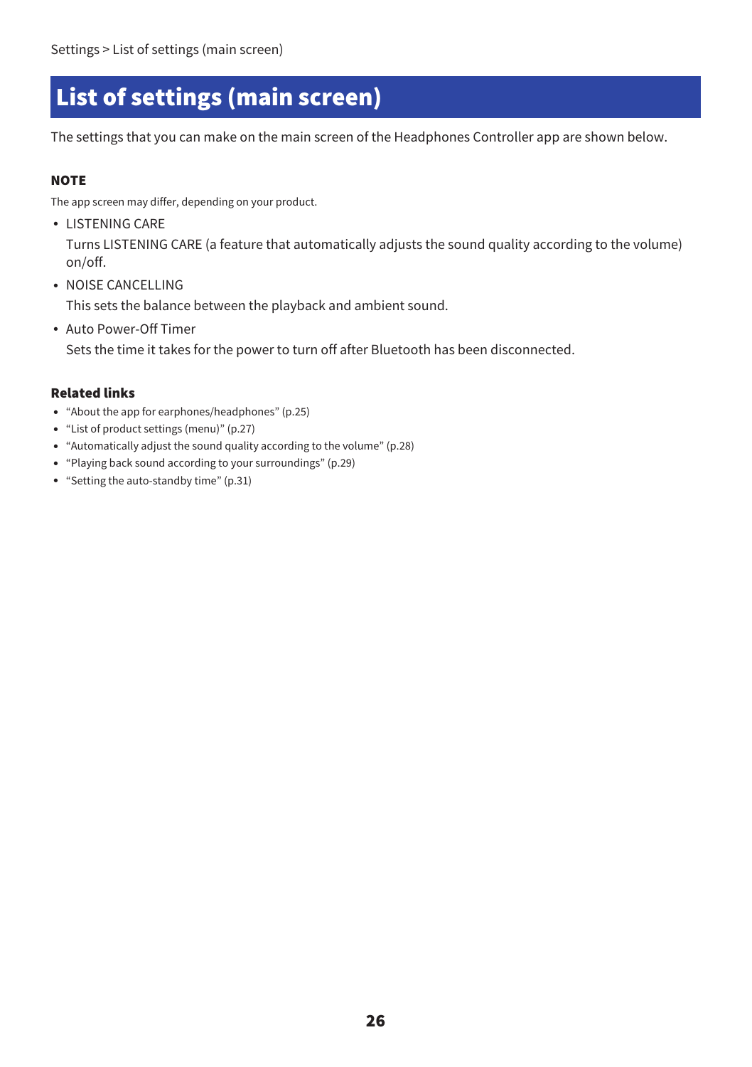Settings > List of settings (main screen)

# List of settings (main screen)

The settings that you can make on the main screen of the Headphones Controller app are shown below.

**NOTE**

The app screen may differ, depending on your product.

- LISTENING CARE
  Turns LISTENING CARE (a feature that automatically adjusts the sound quality according to the volume) on/off.
- NOISE CANCELLING
  This sets the balance between the playback and ambient sound.
- Auto Power-Off Timer
  Sets the time it takes for the power to turn off after Bluetooth has been disconnected.

**Related links**

- "About the app for earphones/headphones" (p.25)
- "List of product settings (menu)" (p.27)
- "Automatically adjust the sound quality according to the volume" (p.28)
- "Playing back sound according to your surroundings" (p.29)
- "Setting the auto-standby time" (p.31)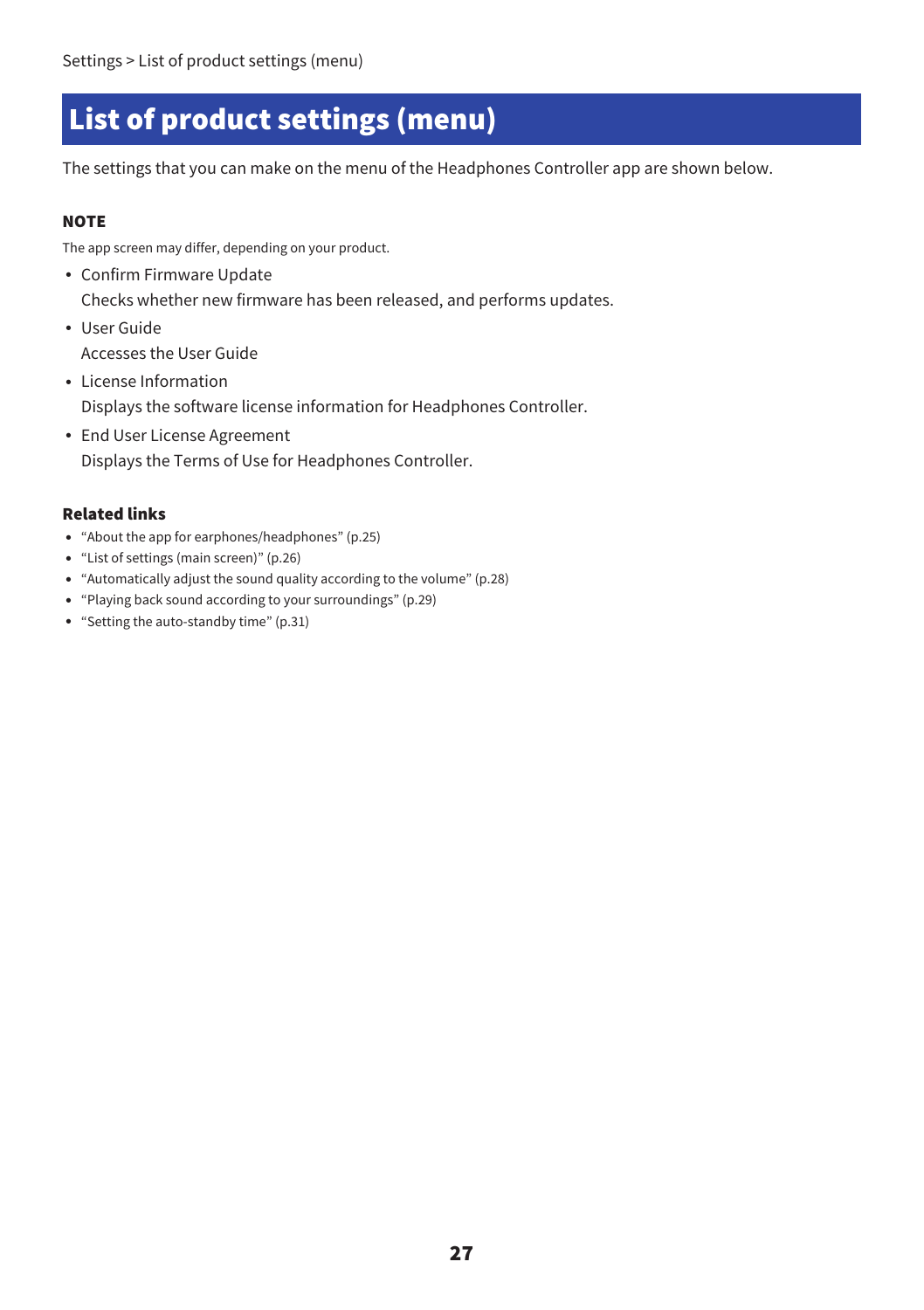# List of product settings (menu)

The settings that you can make on the menu of the Headphones Controller app are shown below.

**NOTE**

The app screen may differ, depending on your product.

- Confirm Firmware Update
  Checks whether new firmware has been released, and performs updates.
- User Guide
  Accesses the User Guide
- License Information
  Displays the software license information for Headphones Controller.
- End User License Agreement
  Displays the Terms of Use for Headphones Controller.

**Related links**

- “About the app for earphones/headphones” (p.25)
- “List of settings (main screen)” (p.26)
- “Automatically adjust the sound quality according to the volume” (p.28)
- “Playing back sound according to your surroundings” (p.29)
- “Setting the auto-standby time” (p.31)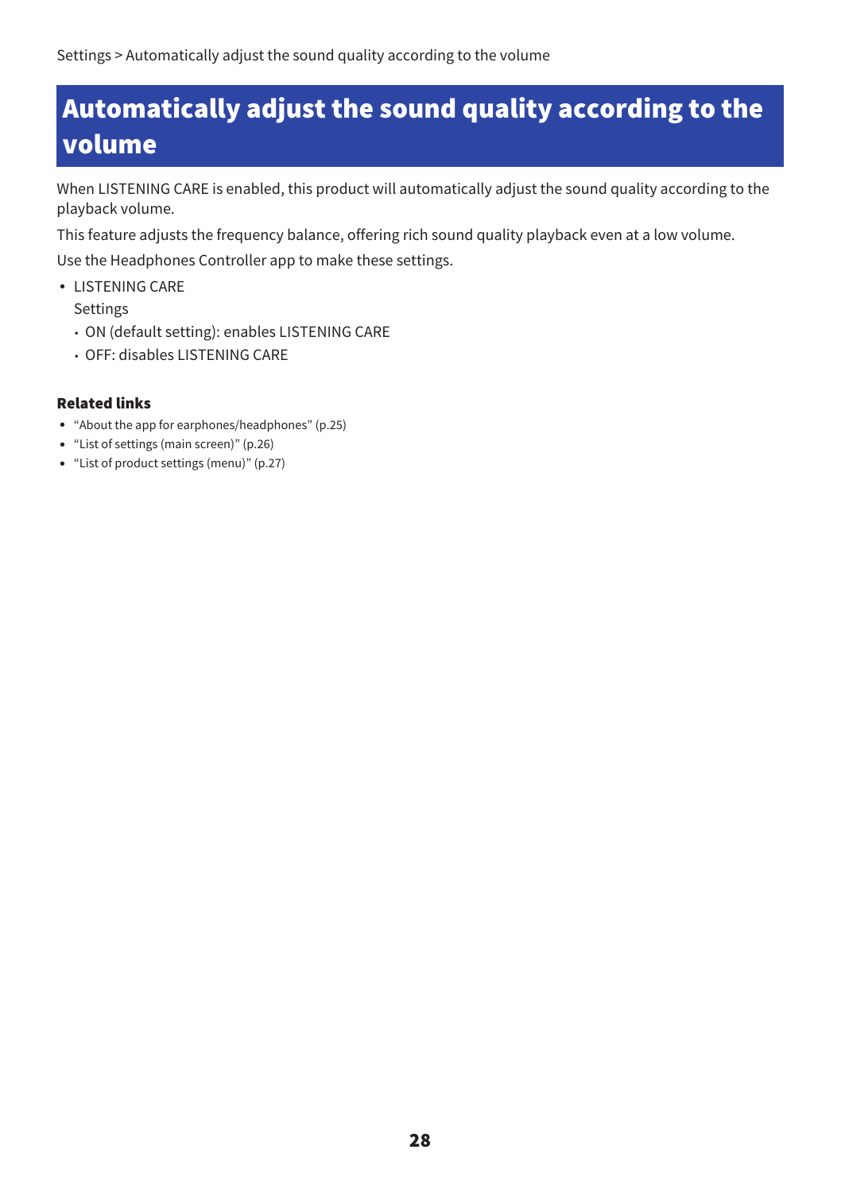# Automatically adjust the sound quality according to the volume

When LISTENING CARE is enabled, this product will automatically adjust the sound quality according to the playback volume.

This feature adjusts the frequency balance, offering rich sound quality playback even at a low volume.

Use the Headphones Controller app to make these settings.

- LISTENING CARE

  Settings

  - ON (default setting): enables LISTENING CARE
  - OFF: disables LISTENING CARE

**Related links**

- “About the app for earphones/headphones” (p.25)
- “List of settings (main screen)” (p.26)
- “List of product settings (menu)” (p.27)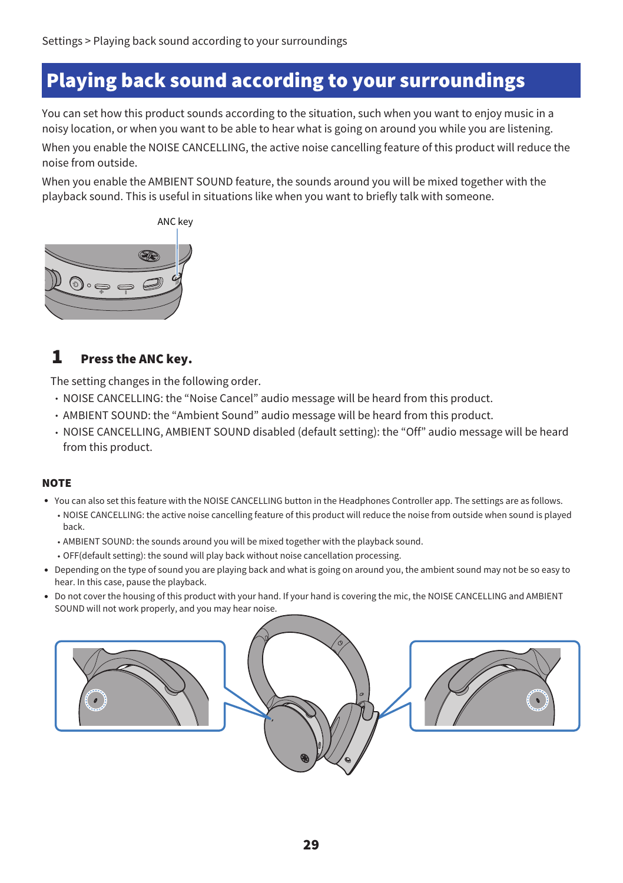# Playing back sound according to your surroundings

You can set how this product sounds according to the situation, such when you want to enjoy music in a noisy location, or when you want to be able to hear what is going on around you while you are listening.

When you enable the NOISE CANCELLING, the active noise cancelling feature of this product will reduce the noise from outside.

When you enable the AMBIENT SOUND feature, the sounds around you will be mixed together with the playback sound. This is useful in situations like when you want to briefly talk with someone.

ANC key

## 1 Press the ANC key.

The setting changes in the following order.

- NOISE CANCELLING: the “Noise Cancel” audio message will be heard from this product.
- AMBIENT SOUND: the “Ambient Sound” audio message will be heard from this product.
- NOISE CANCELLING, AMBIENT SOUND disabled (default setting): the “Off” audio message will be heard from this product.

### NOTE

- You can also set this feature with the NOISE CANCELLING button in the Headphones Controller app. The settings are as follows.
  - NOISE CANCELLING: the active noise cancelling feature of this product will reduce the noise from outside when sound is played back.
  - AMBIENT SOUND: the sounds around you will be mixed together with the playback sound.
  - OFF(default setting): the sound will play back without noise cancellation processing.
- Depending on the type of sound you are playing back and what is going on around you, the ambient sound may not be so easy to hear. In this case, pause the playback.
- Do not cover the housing of this product with your hand. If your hand is covering the mic, the NOISE CANCELLING and AMBIENT SOUND will not work properly, and you may hear noise.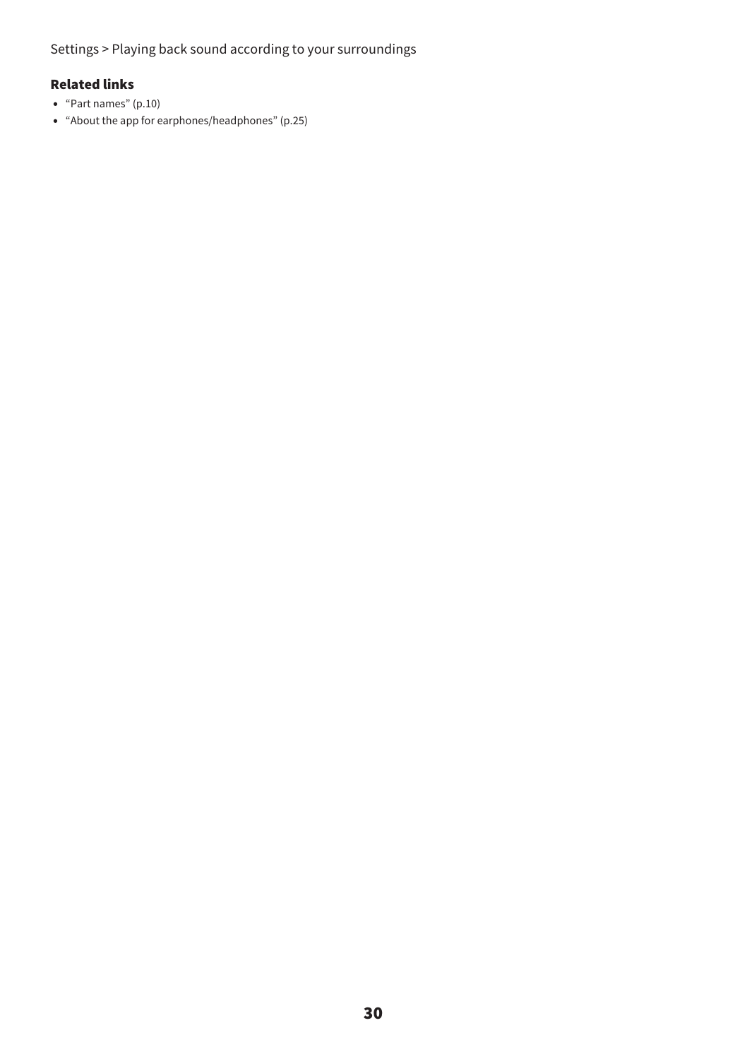### Related links

- "Part names" (p.10)
- "About the app for earphones/headphones" (p.25)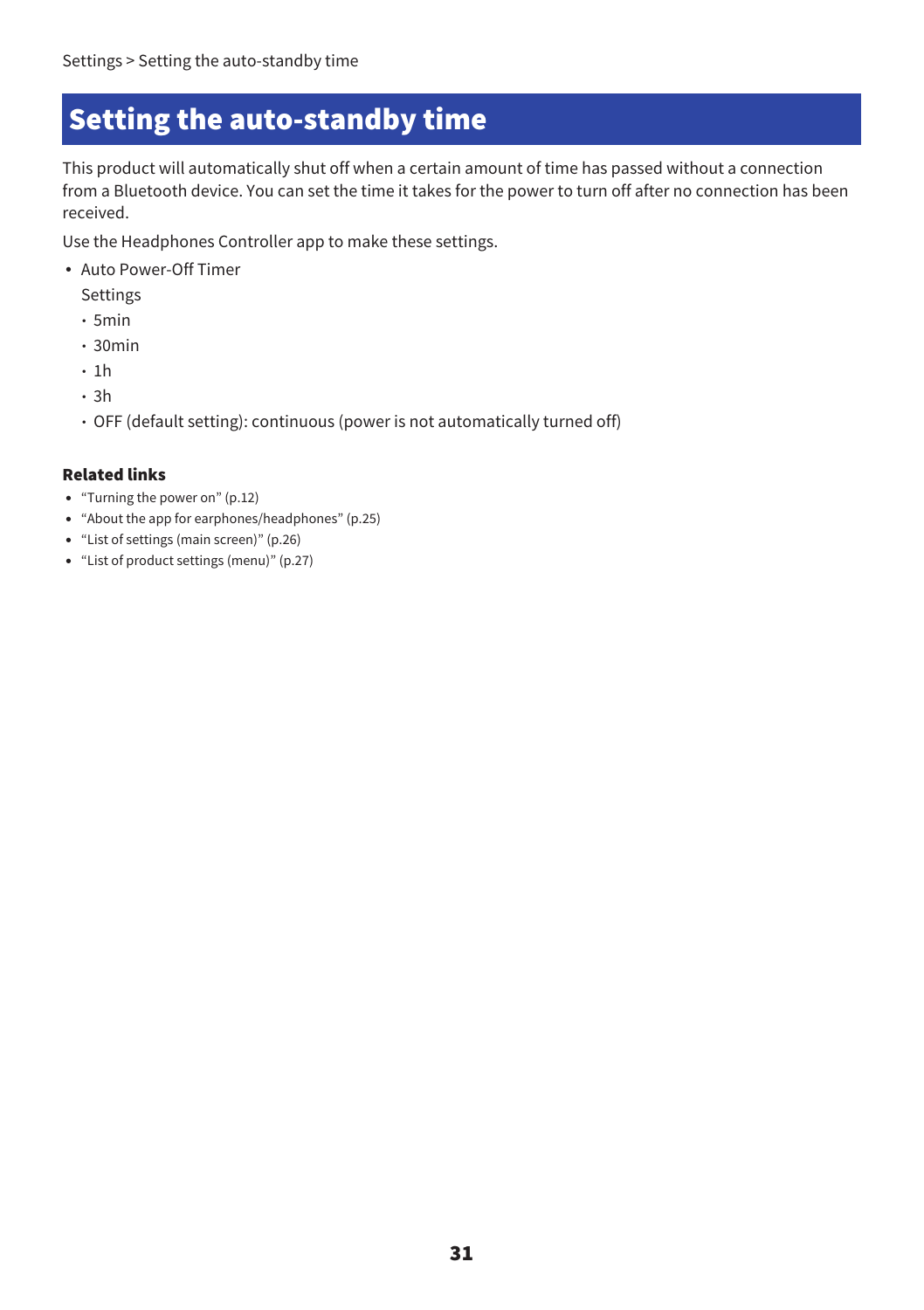# Setting the auto-standby time

This product will automatically shut off when a certain amount of time has passed without a connection from a Bluetooth device. You can set the time it takes for the power to turn off after no connection has been received.

Use the Headphones Controller app to make these settings.

- Auto Power-Off Timer

  Settings
  - 5min
  - 30min
  - 1h
  - 3h
  - OFF (default setting): continuous (power is not automatically turned off)

**Related links**

- "Turning the power on" (p.12)
- "About the app for earphones/headphones" (p.25)
- "List of settings (main screen)" (p.26)
- "List of product settings (menu)" (p.27)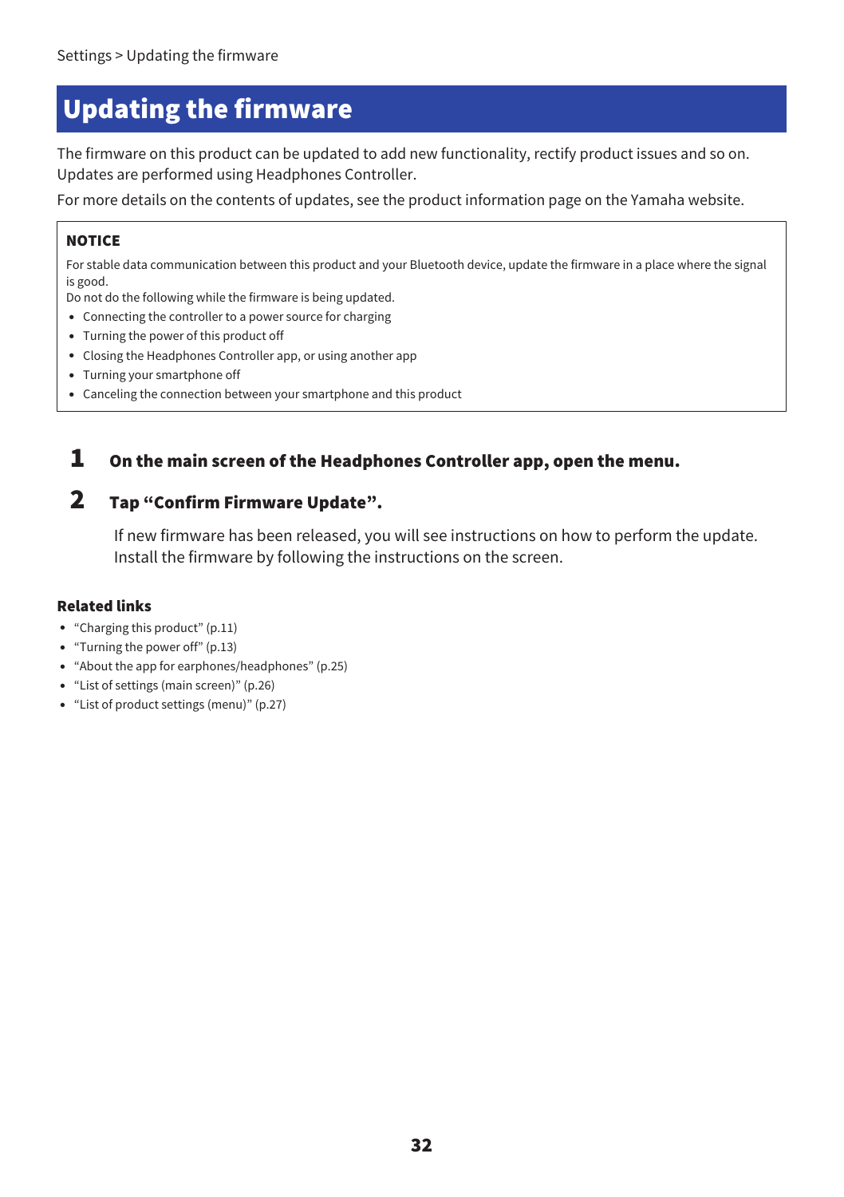Settings > Updating the firmware

# Updating the firmware

The firmware on this product can be updated to add new functionality, rectify product issues and so on. Updates are performed using Headphones Controller.

For more details on the contents of updates, see the product information page on the Yamaha website.

**NOTICE**

For stable data communication between this product and your Bluetooth device, update the firmware in a place where the signal is good.

Do not do the following while the firmware is being updated.

- Connecting the controller to a power source for charging
- Turning the power of this product off
- Closing the Headphones Controller app, or using another app
- Turning your smartphone off
- Canceling the connection between your smartphone and this product

**1** **On the main screen of the Headphones Controller app, open the menu.**

**2** **Tap “Confirm Firmware Update”.**

If new firmware has been released, you will see instructions on how to perform the update. Install the firmware by following the instructions on the screen.

**Related links**

- “Charging this product” (p.11)
- “Turning the power off” (p.13)
- “About the app for earphones/headphones” (p.25)
- “List of settings (main screen)” (p.26)
- “List of product settings (menu)” (p.27)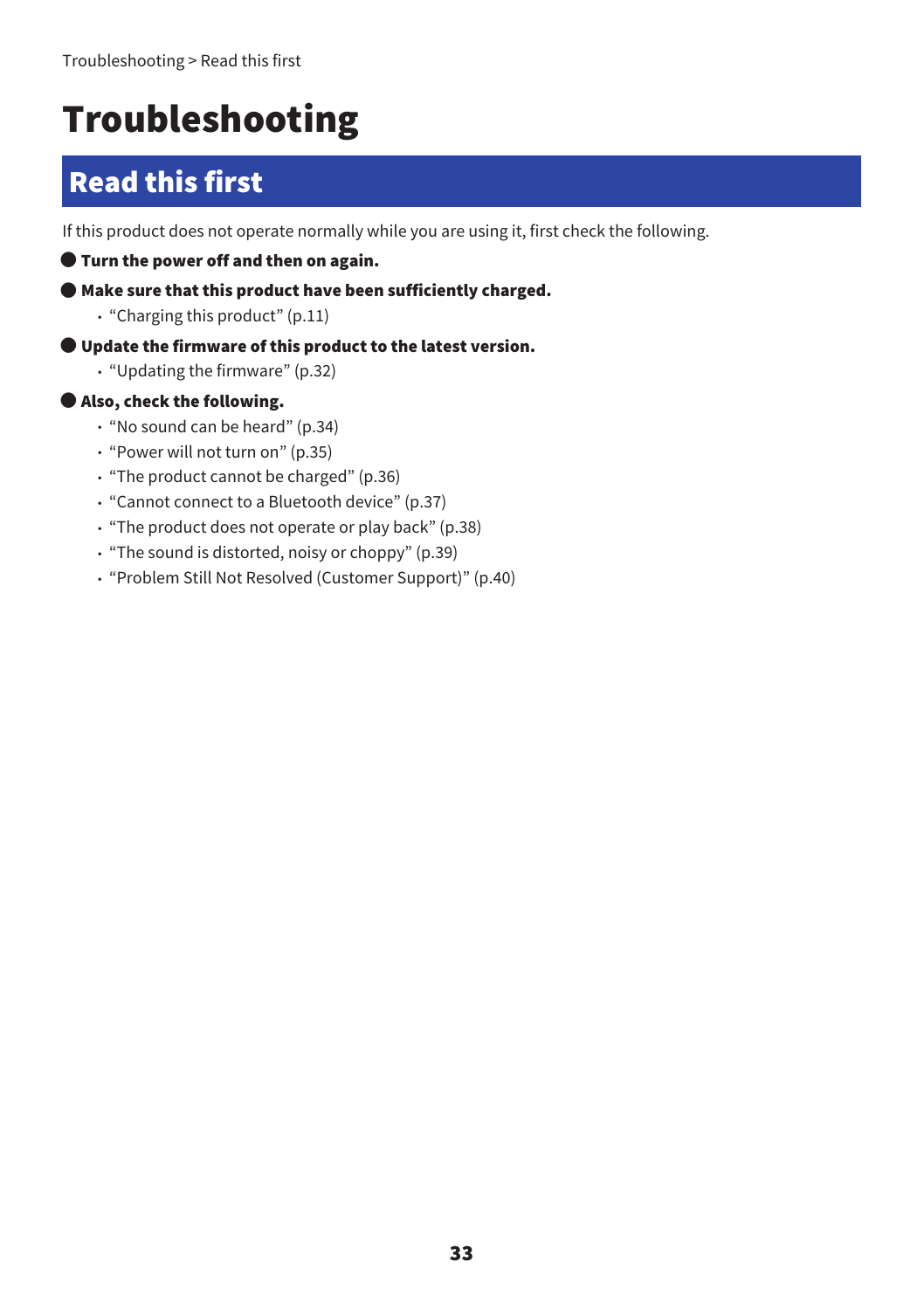# Troubleshooting

## Read this first

If this product does not operate normally while you are using it, first check the following.

**● Turn the power off and then on again.**

**● Make sure that this product have been sufficiently charged.**

- “Charging this product” (p.11)

**● Update the firmware of this product to the latest version.**

- “Updating the firmware” (p.32)

**● Also, check the following.**

- “No sound can be heard” (p.34)
- “Power will not turn on” (p.35)
- “The product cannot be charged” (p.36)
- “Cannot connect to a Bluetooth device” (p.37)
- “The product does not operate or play back” (p.38)
- “The sound is distorted, noisy or choppy” (p.39)
- “Problem Still Not Resolved (Customer Support)” (p.40)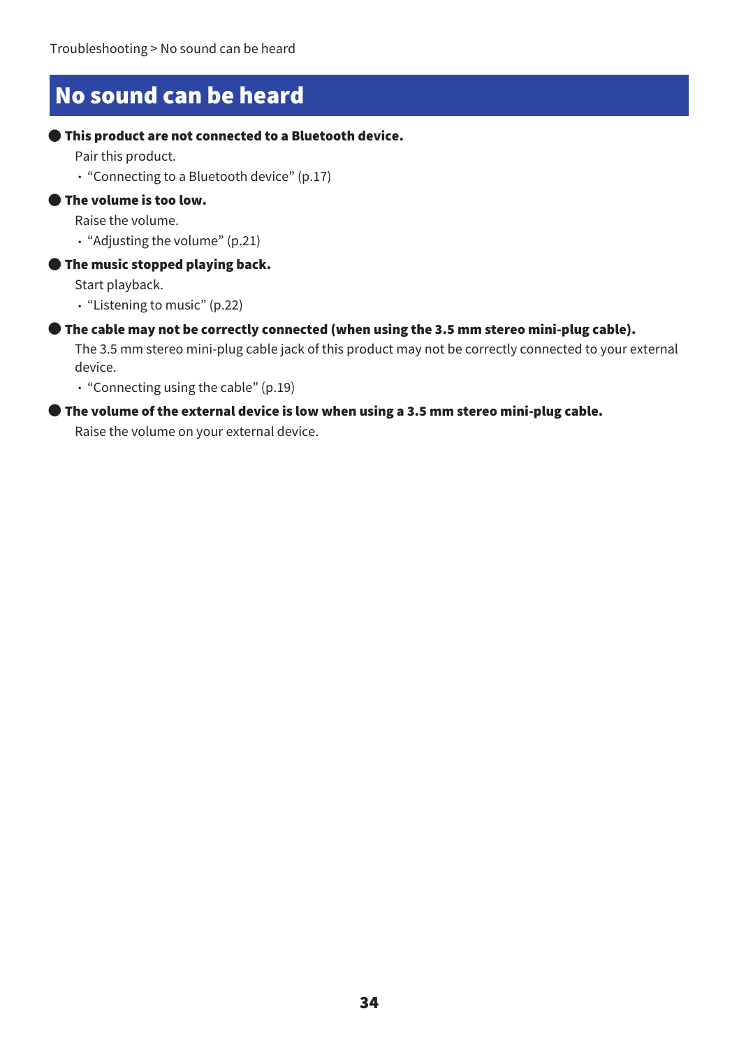# No sound can be heard

- **This product are not connected to a Bluetooth device.**

  Pair this product.

  - “Connecting to a Bluetooth device” (p.17)

- **The volume is too low.**

  Raise the volume.

  - “Adjusting the volume” (p.21)

- **The music stopped playing back.**

  Start playback.

  - “Listening to music” (p.22)

- **The cable may not be correctly connected (when using the 3.5 mm stereo mini-plug cable).**

  The 3.5 mm stereo mini-plug cable jack of this product may not be correctly connected to your external device.

  - “Connecting using the cable” (p.19)

- **The volume of the external device is low when using a 3.5 mm stereo mini-plug cable.**

  Raise the volume on your external device.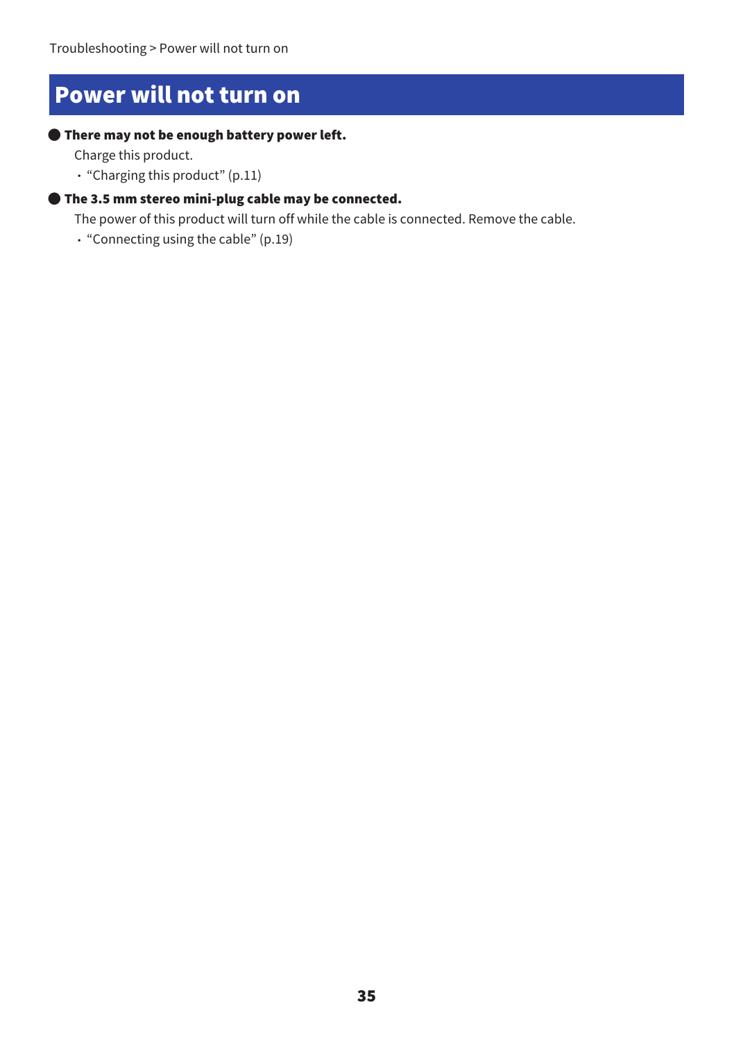# Power will not turn on

- **There may not be enough battery power left.**

  Charge this product.

  - “Charging this product” (p.11)

- **The 3.5 mm stereo mini-plug cable may be connected.**

  The power of this product will turn off while the cable is connected. Remove the cable.

  - “Connecting using the cable” (p.19)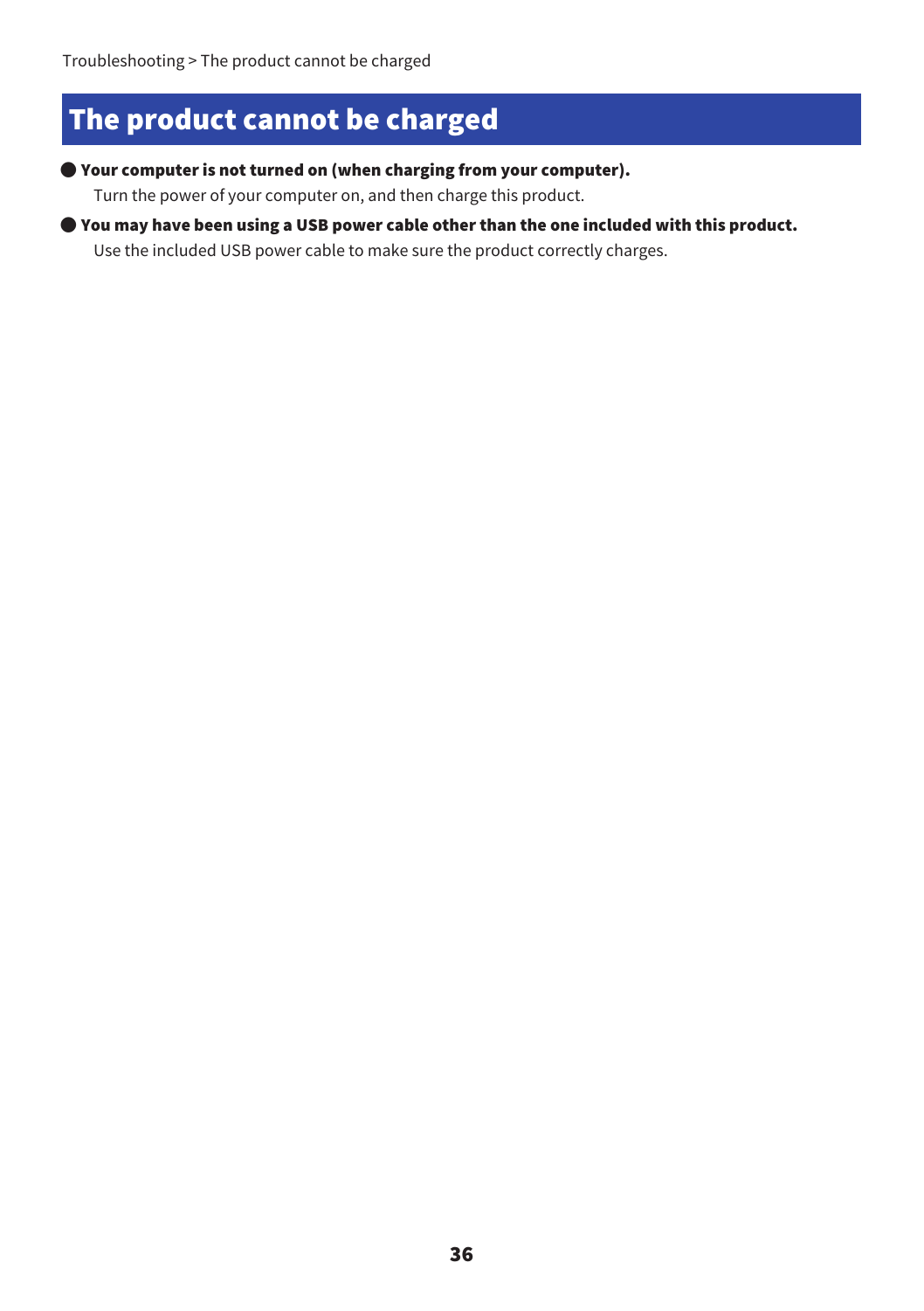# The product cannot be charged

- **Your computer is not turned on (when charging from your computer).**

  Turn the power of your computer on, and then charge this product.

- **You may have been using a USB power cable other than the one included with this product.**

  Use the included USB power cable to make sure the product correctly charges.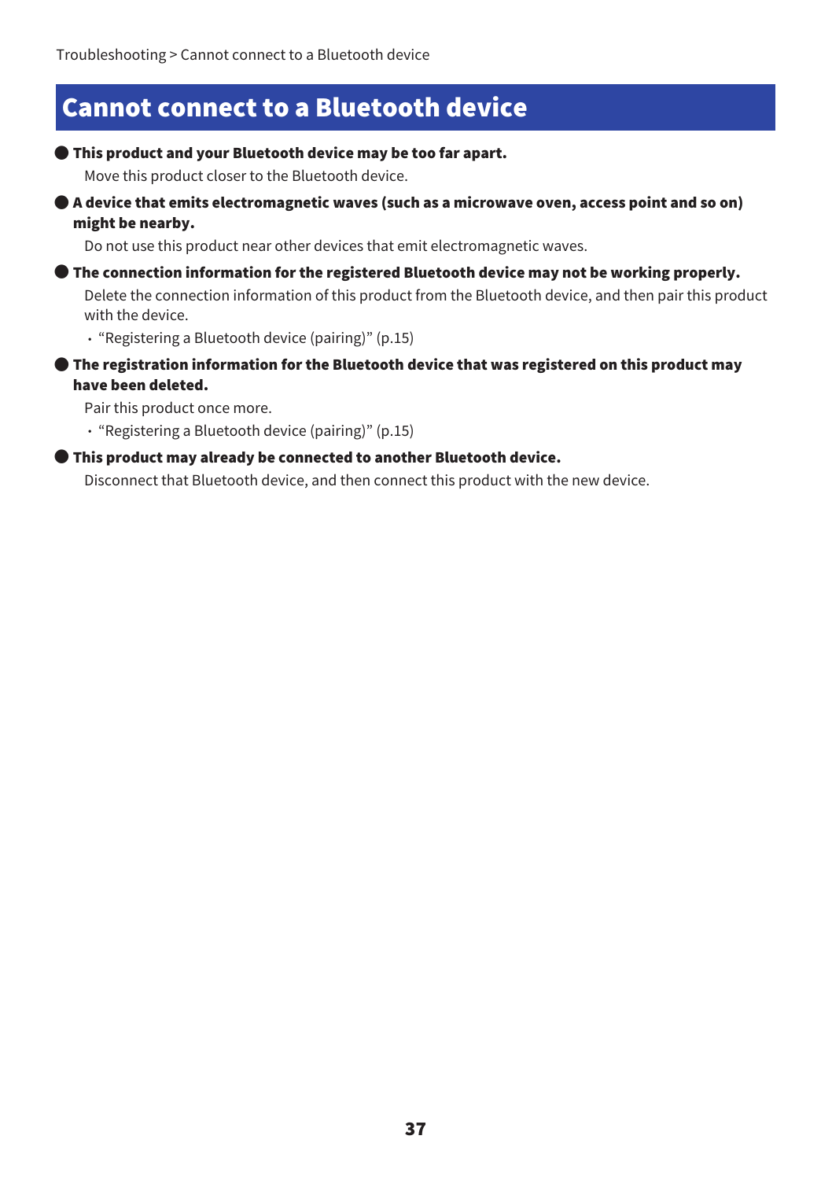# Cannot connect to a Bluetooth device

- **This product and your Bluetooth device may be too far apart.**

  Move this product closer to the Bluetooth device.

- **A device that emits electromagnetic waves (such as a microwave oven, access point and so on) might be nearby.**

  Do not use this product near other devices that emit electromagnetic waves.

- **The connection information for the registered Bluetooth device may not be working properly.**

  Delete the connection information of this product from the Bluetooth device, and then pair this product with the device.

  - "Registering a Bluetooth device (pairing)" (p.15)

- **The registration information for the Bluetooth device that was registered on this product may have been deleted.**

  Pair this product once more.

  - "Registering a Bluetooth device (pairing)" (p.15)

- **This product may already be connected to another Bluetooth device.**

  Disconnect that Bluetooth device, and then connect this product with the new device.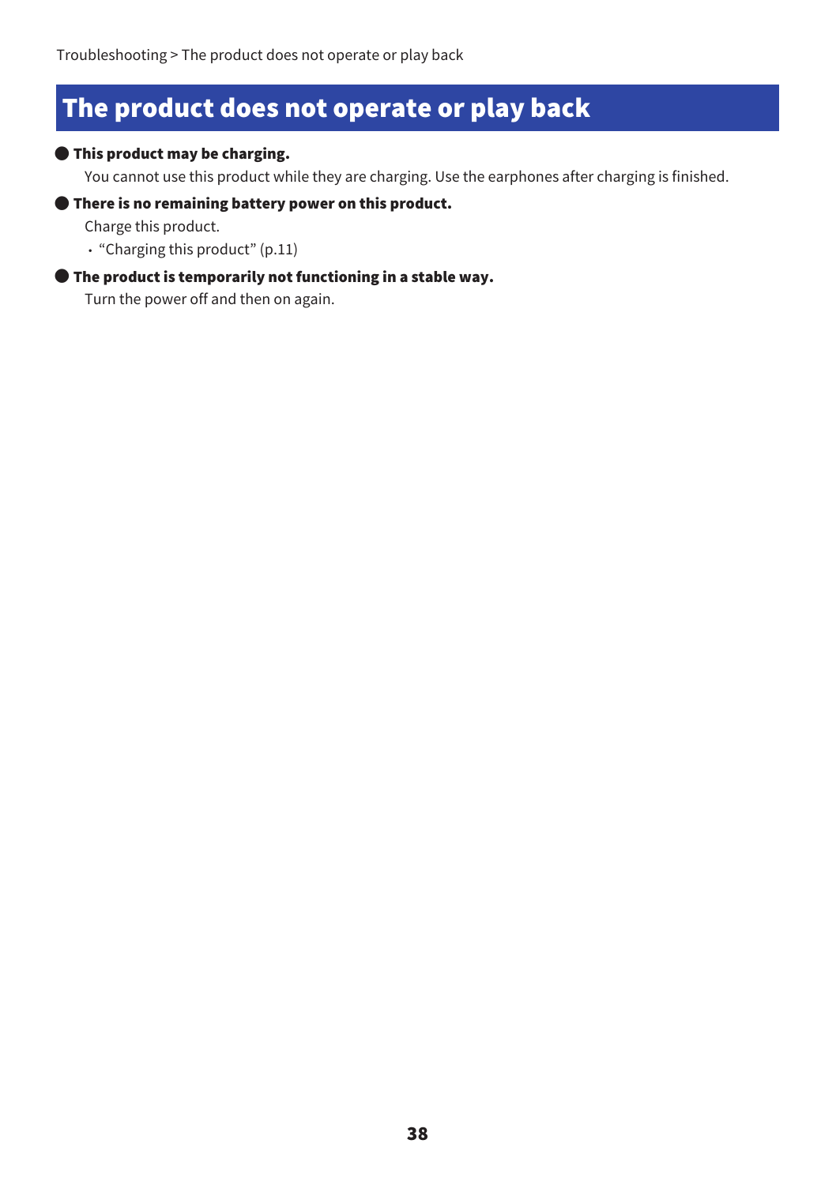# The product does not operate or play back

● **This product may be charging.**

You cannot use this product while they are charging. Use the earphones after charging is finished.

● **There is no remaining battery power on this product.**

Charge this product.

- "Charging this product" (p.11)

● **The product is temporarily not functioning in a stable way.**

Turn the power off and then on again.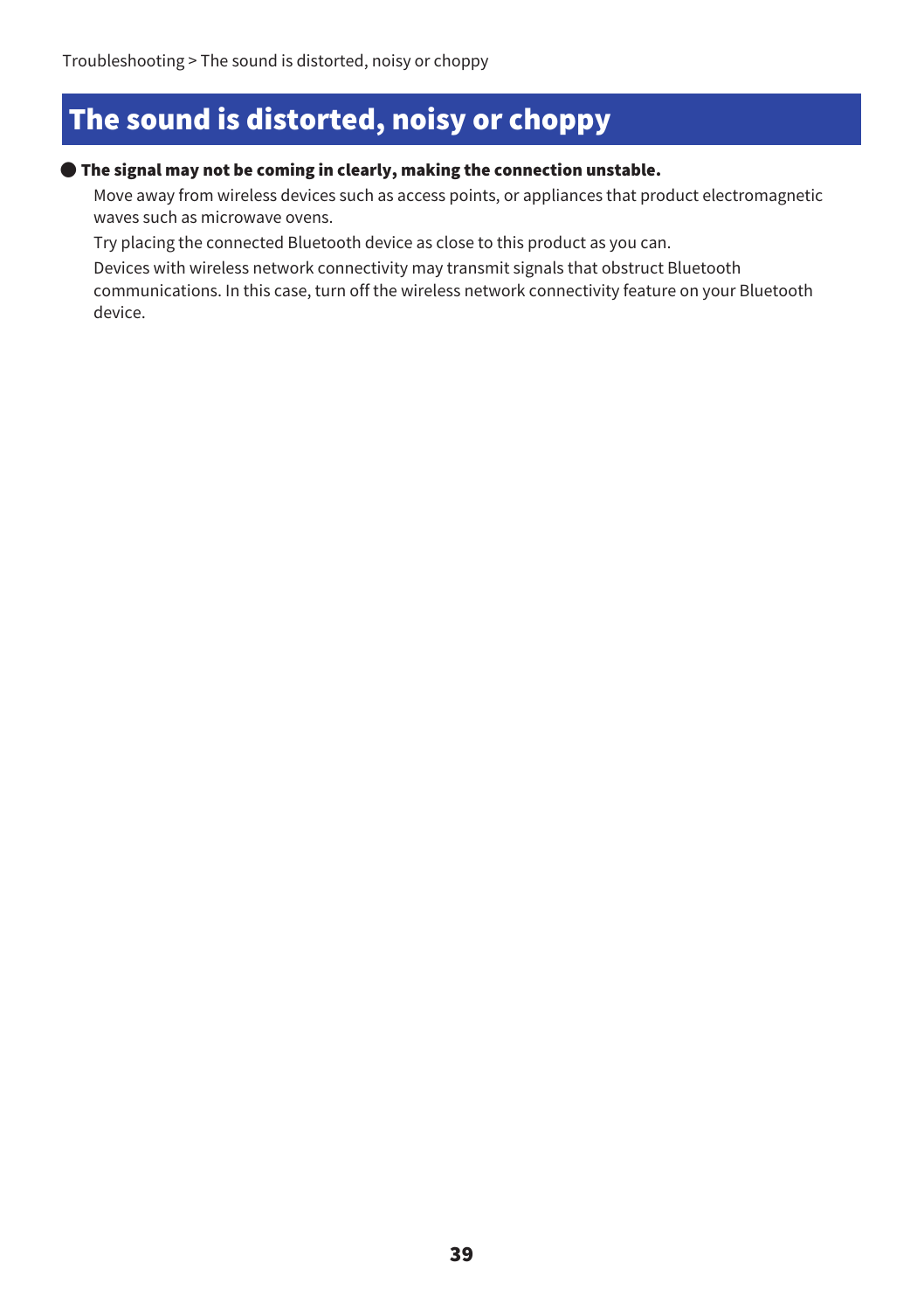# The sound is distorted, noisy or choppy

- **The signal may not be coming in clearly, making the connection unstable.**

  Move away from wireless devices such as access points, or appliances that product electromagnetic waves such as microwave ovens.

  Try placing the connected Bluetooth device as close to this product as you can.

  Devices with wireless network connectivity may transmit signals that obstruct Bluetooth communications. In this case, turn off the wireless network connectivity feature on your Bluetooth device.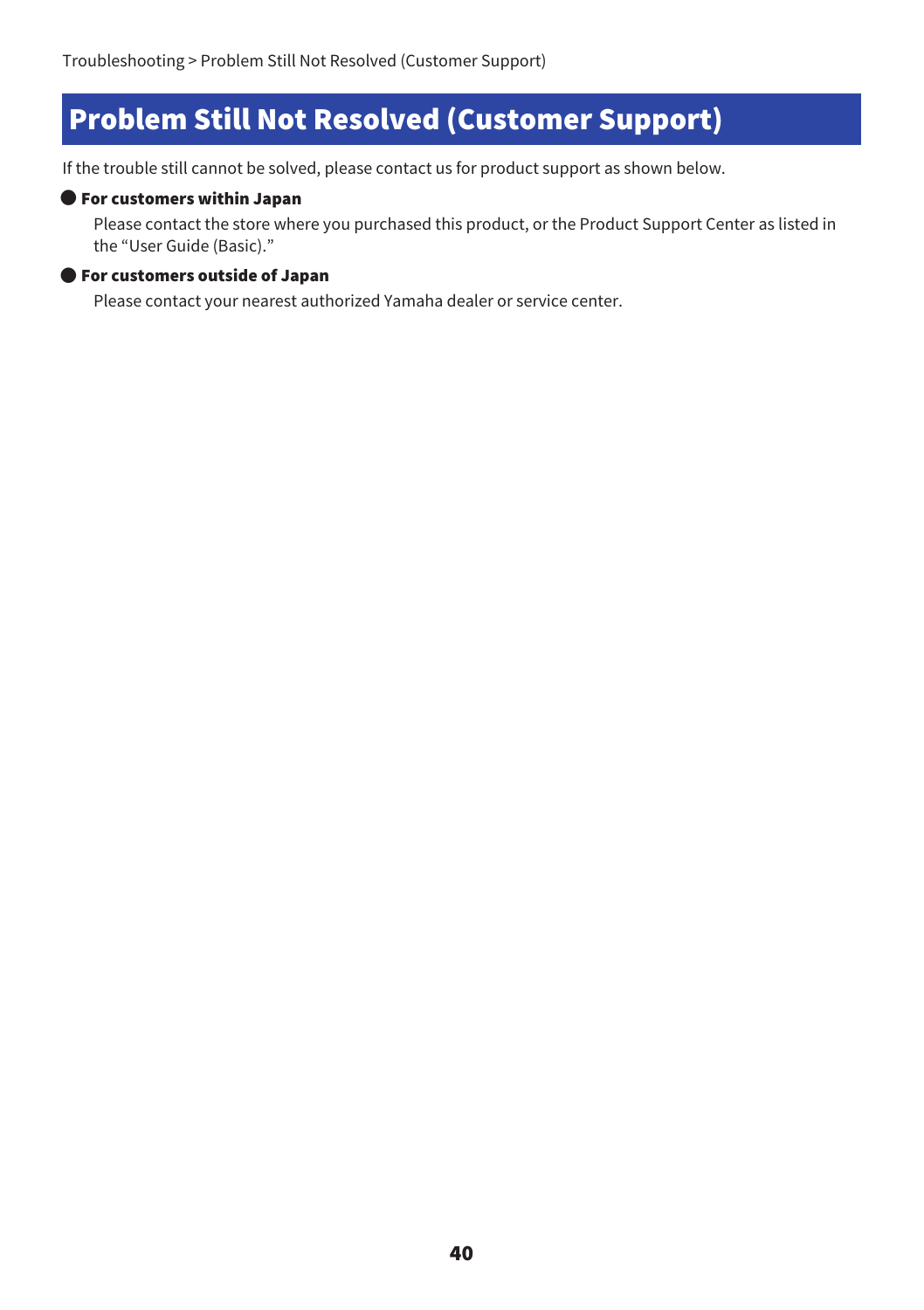# Problem Still Not Resolved (Customer Support)

If the trouble still cannot be solved, please contact us for product support as shown below.

- **For customers within Japan**

  Please contact the store where you purchased this product, or the Product Support Center as listed in the “User Guide (Basic).”

- **For customers outside of Japan**

  Please contact your nearest authorized Yamaha dealer or service center.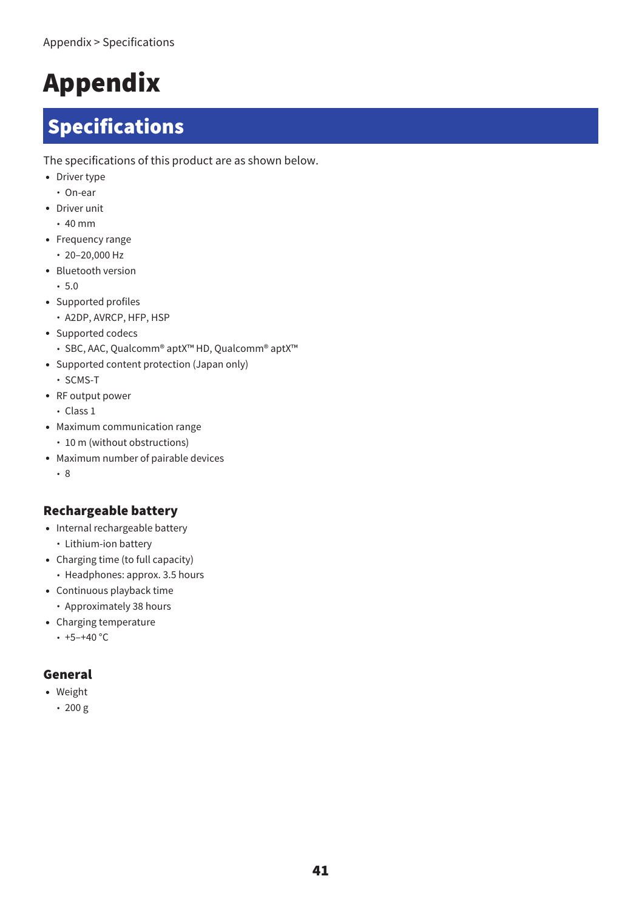# Appendix

## Specifications

The specifications of this product are as shown below.

- Driver type
  - On-ear
- Driver unit
  - 40 mm
- Frequency range
  - 20–20,000 Hz
- Bluetooth version
  - 5.0
- Supported profiles
  - A2DP, AVRCP, HFP, HSP
- Supported codecs
  - SBC, AAC, Qualcomm® aptX™ HD, Qualcomm® aptX™
- Supported content protection (Japan only)
  - SCMS-T
- RF output power
  - Class 1
- Maximum communication range
  - 10 m (without obstructions)
- Maximum number of pairable devices
  - 8

### Rechargeable battery

- Internal rechargeable battery
  - Lithium-ion battery
- Charging time (to full capacity)
  - Headphones: approx. 3.5 hours
- Continuous playback time
  - Approximately 38 hours
- Charging temperature
  - +5–+40 °C

### General

- Weight
  - 200 g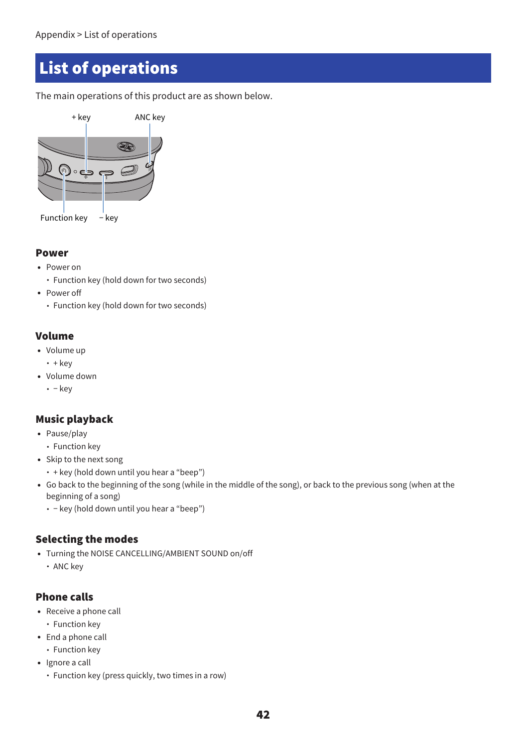# List of operations

The main operations of this product are as shown below.

+ key ANC key

Function key − key

## Power

- Power on
  - Function key (hold down for two seconds)
- Power off
  - Function key (hold down for two seconds)

## Volume

- Volume up
  - + key
- Volume down
  - − key

## Music playback

- Pause/play
  - Function key
- Skip to the next song
  - + key (hold down until you hear a “beep”)
- Go back to the beginning of the song (while in the middle of the song), or back to the previous song (when at the beginning of a song)
  - − key (hold down until you hear a “beep”)

## Selecting the modes

- Turning the NOISE CANCELLING/AMBIENT SOUND on/off
  - ANC key

## Phone calls

- Receive a phone call
  - Function key
- End a phone call
  - Function key
- Ignore a call
  - Function key (press quickly, two times in a row)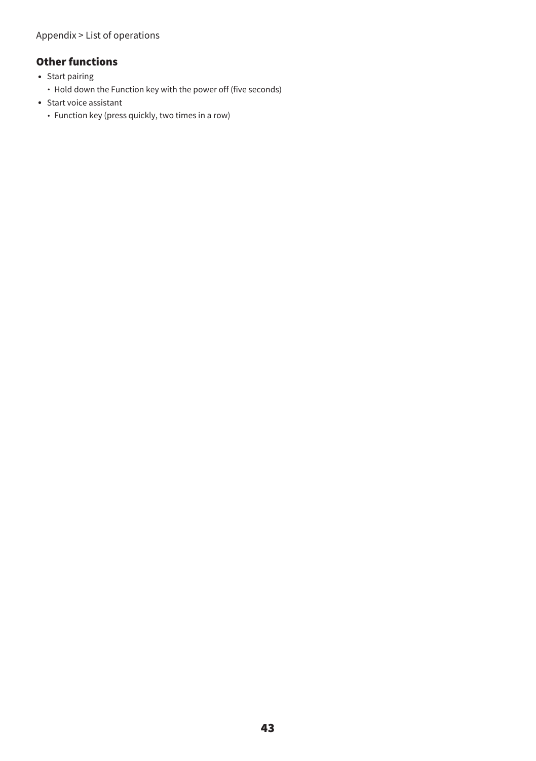## Other functions

- Start pairing
  - Hold down the Function key with the power off (five seconds)
- Start voice assistant
  - Function key (press quickly, two times in a row)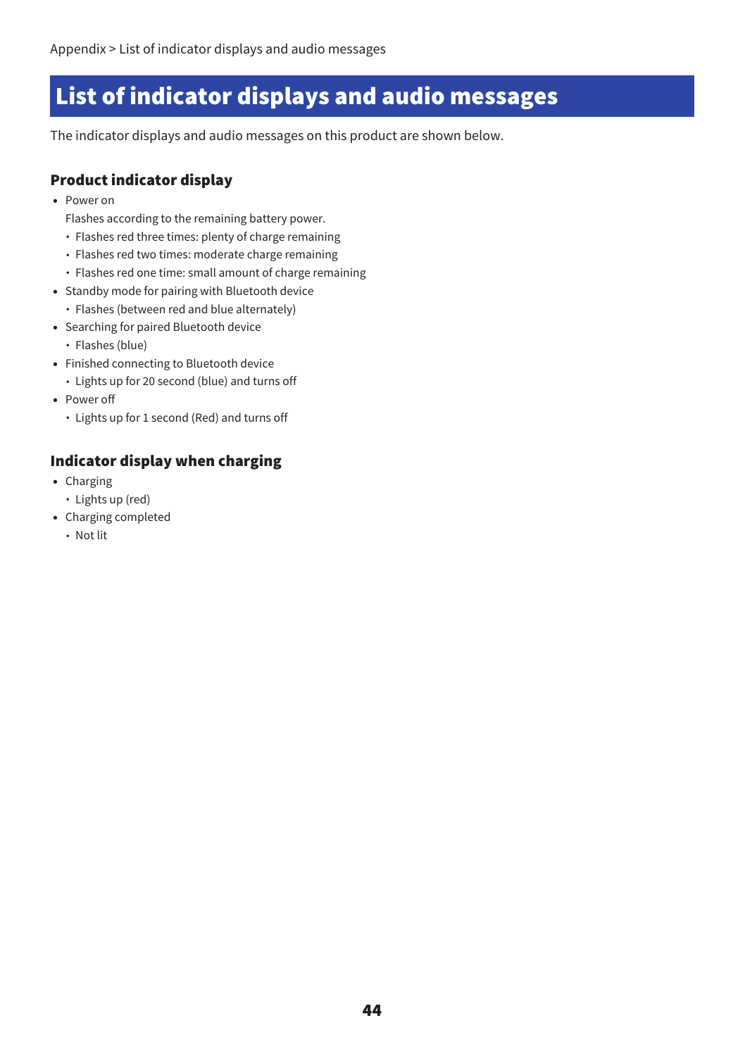# List of indicator displays and audio messages

The indicator displays and audio messages on this product are shown below.

## Product indicator display

- Power on

  Flashes according to the remaining battery power.

  - Flashes red three times: plenty of charge remaining
  - Flashes red two times: moderate charge remaining
  - Flashes red one time: small amount of charge remaining
- Standby mode for pairing with Bluetooth device
  - Flashes (between red and blue alternately)
- Searching for paired Bluetooth device
  - Flashes (blue)
- Finished connecting to Bluetooth device
  - Lights up for 20 second (blue) and turns off
- Power off
  - Lights up for 1 second (Red) and turns off

## Indicator display when charging

- Charging
  - Lights up (red)
- Charging completed
  - Not lit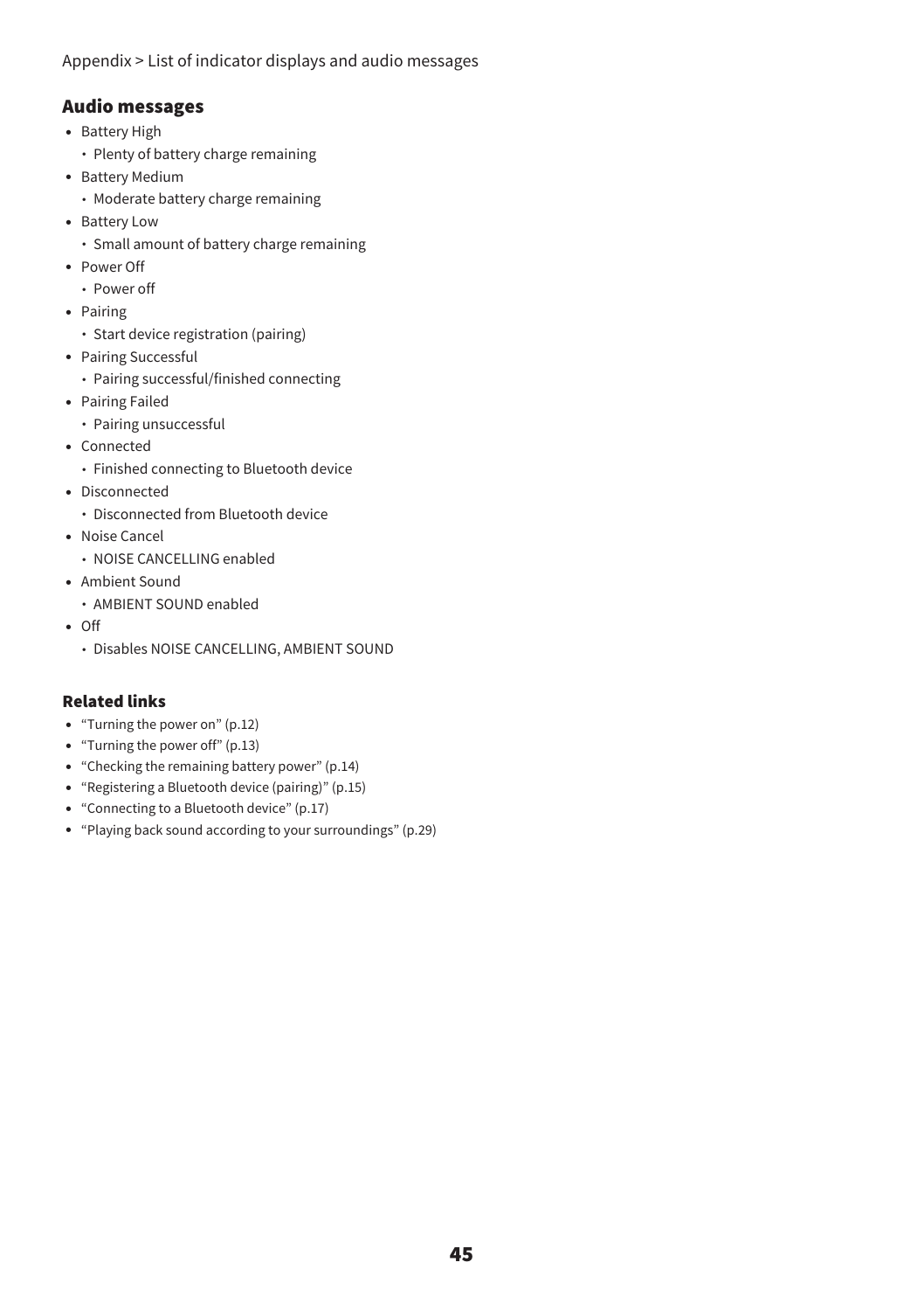Appendix > List of indicator displays and audio messages

## Audio messages

- Battery High
  - Plenty of battery charge remaining
- Battery Medium
  - Moderate battery charge remaining
- Battery Low
  - Small amount of battery charge remaining
- Power Off
  - Power off
- Pairing
  - Start device registration (pairing)
- Pairing Successful
  - Pairing successful/finished connecting
- Pairing Failed
  - Pairing unsuccessful
- Connected
  - Finished connecting to Bluetooth device
- Disconnected
  - Disconnected from Bluetooth device
- Noise Cancel
  - NOISE CANCELLING enabled
- Ambient Sound
  - AMBIENT SOUND enabled
- Off
  - Disables NOISE CANCELLING, AMBIENT SOUND

### Related links

- "Turning the power on" (p.12)
- "Turning the power off" (p.13)
- "Checking the remaining battery power" (p.14)
- "Registering a Bluetooth device (pairing)" (p.15)
- "Connecting to a Bluetooth device" (p.17)
- "Playing back sound according to your surroundings" (p.29)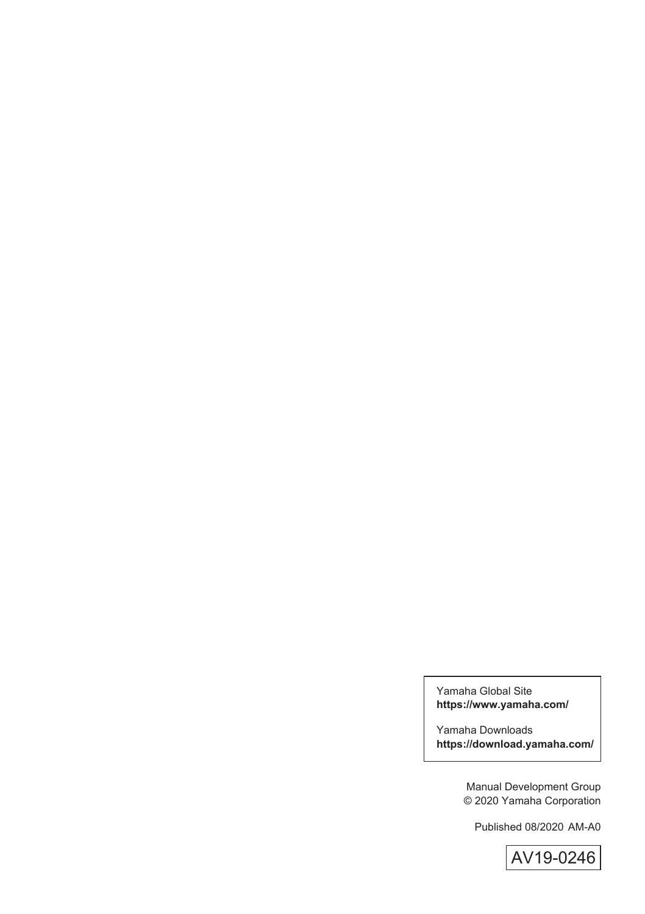Yamaha Global Site
**https://www.yamaha.com/**

Yamaha Downloads
**https://download.yamaha.com/**

Manual Development Group
© 2020 Yamaha Corporation

Published 08/2020 AM-A0

AV19-0246